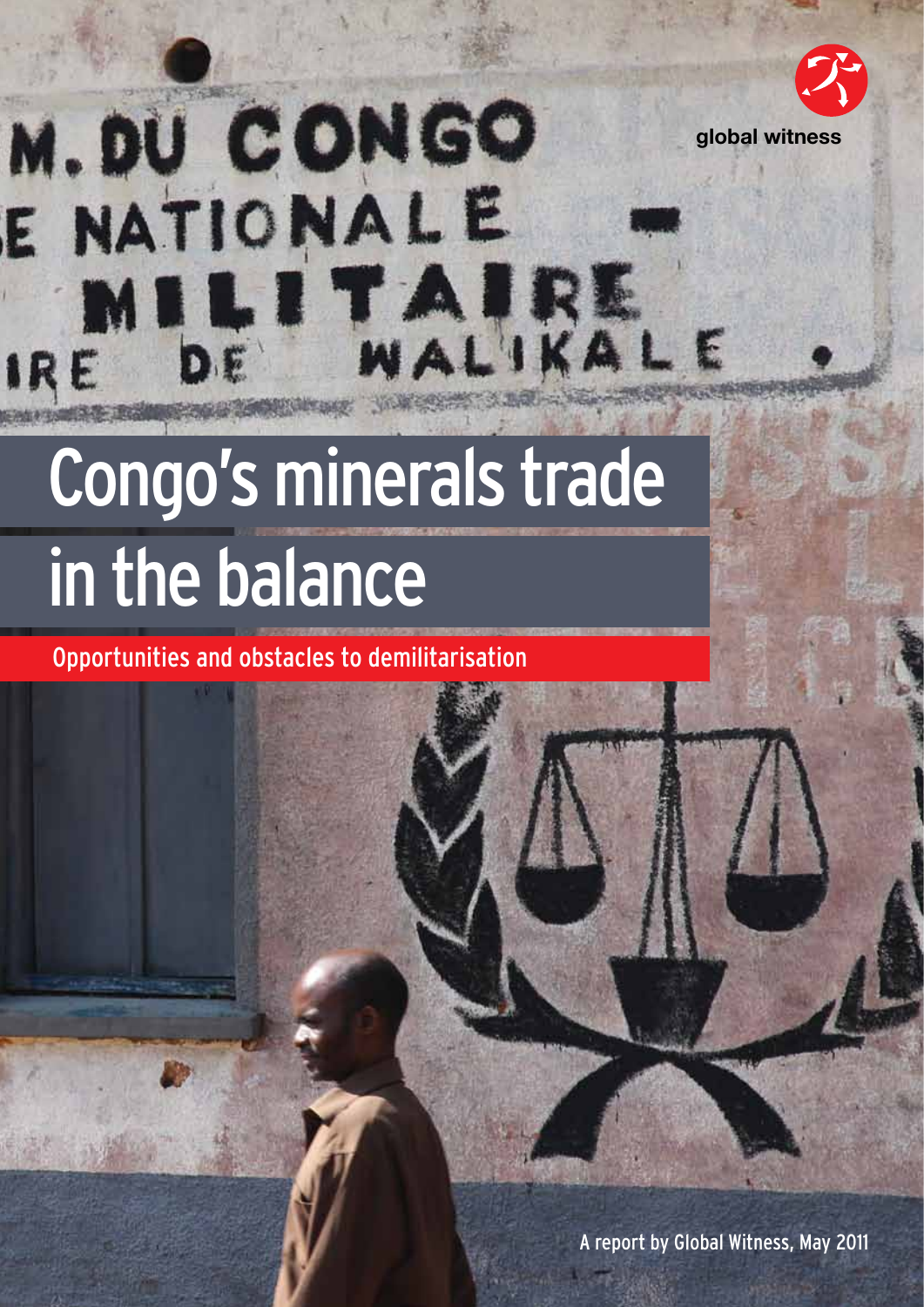global witness

# Congo's minerals trade in the balance

## Opportunities and obstacles to demilitarisation

A report by Global Witness, May 2011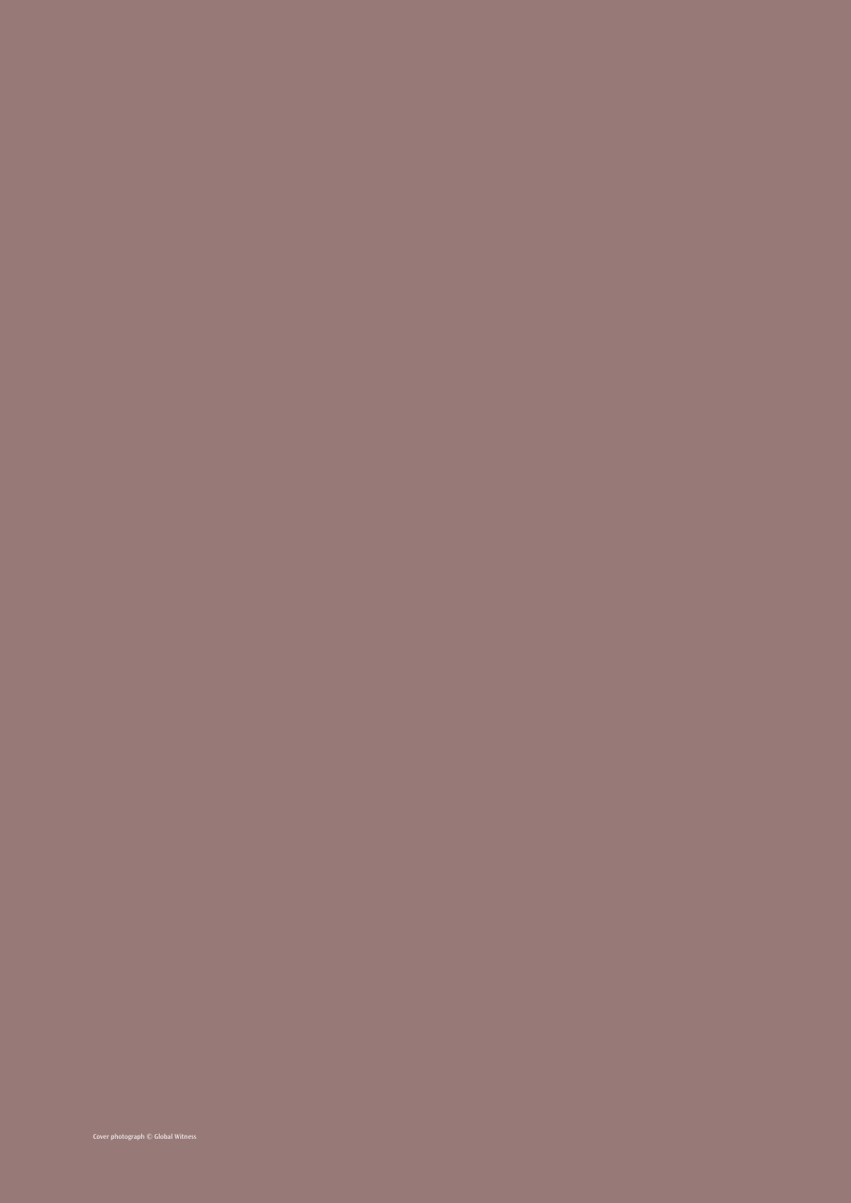Cover photograph © Global Witness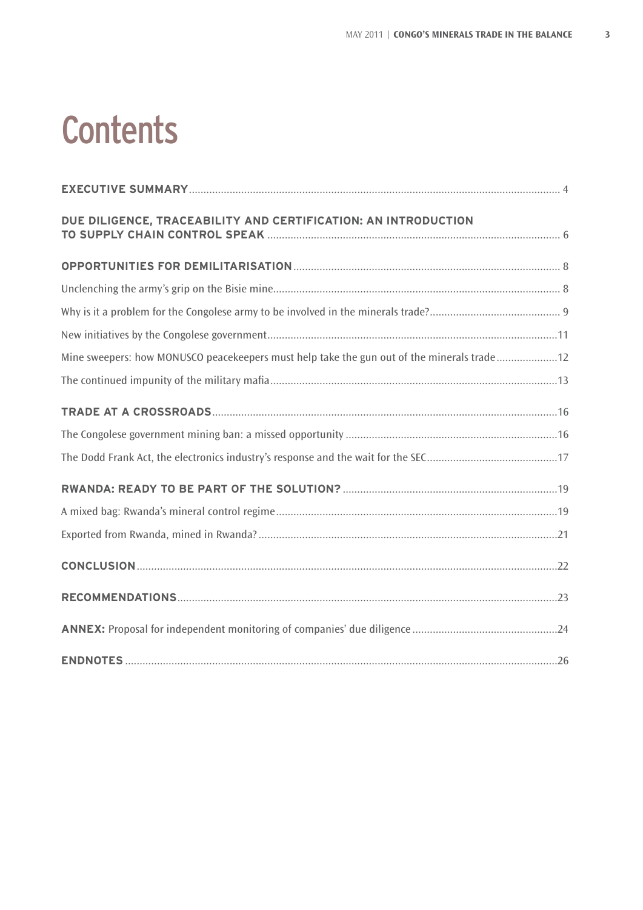# Contents

**EXECUTIVE SUMMARY** 4

**DUE DILIGENCE, TRACEABILITY AND CERTIFICATION: AN INTRODUCTION TO SUPPLY CHAIN CONTROL SPEAK** 6

**OPPORTUNITIES FOR DEMILITARISATION** 8

Unclenching the army's grip on the Bisie mine 8

Why is it a problem for the Congolese army to be involved in the minerals trade? 9

New initiatives by the Congolese government 11

Mine sweepers: how MONUSCO peacekeepers must help take the gun out of the minerals trade 12

The continued impunity of the military mafia 13

**TRADE AT A CROSSROADS** 16

The Congolese government mining ban: a missed opportunity 16

The Dodd Frank Act, the electronics industry's response and the wait for the SEC 17

**RWANDA: READY TO BE PART OF THE SOLUTION?** 19

A mixed bag: Rwanda's mineral control regime 19

Exported from Rwanda, mined in Rwanda? 21

**CONCLUSION** 22

**RECOMMENDATIONS** 23

**ANNEX:** Proposal for independent monitoring of companies' due diligence 24

**ENDNOTES** 26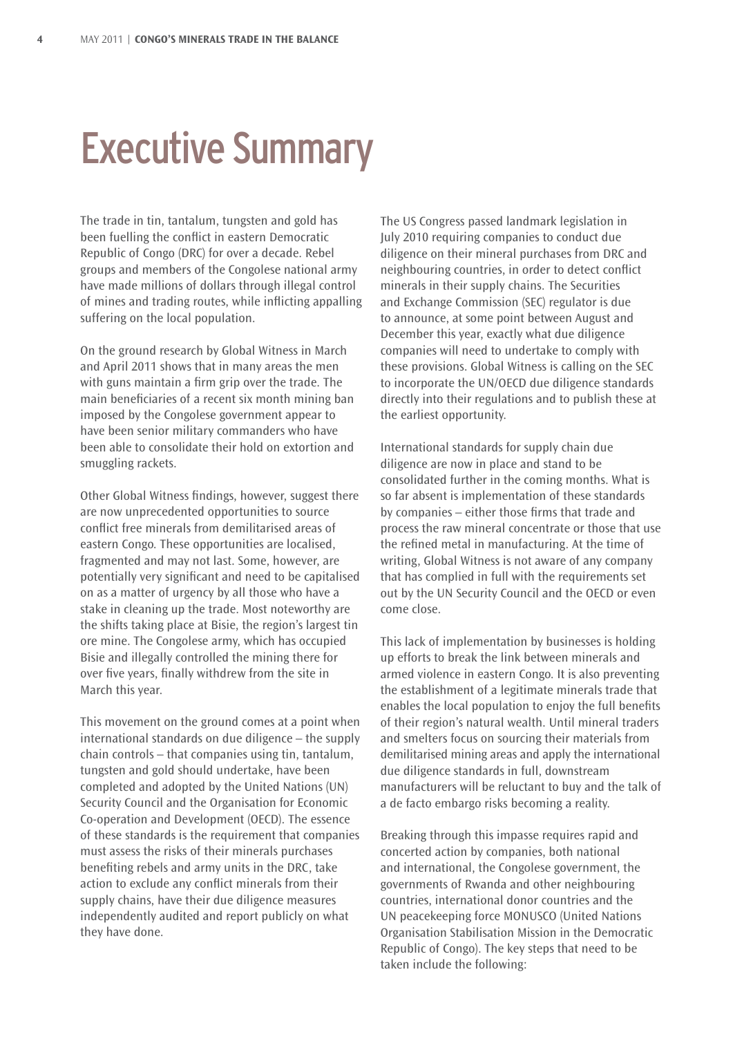# Executive Summary

The trade in tin, tantalum, tungsten and gold has been fuelling the conflict in eastern Democratic Republic of Congo (DRC) for over a decade. Rebel groups and members of the Congolese national army have made millions of dollars through illegal control of mines and trading routes, while inflicting appalling suffering on the local population.

On the ground research by Global Witness in March and April 2011 shows that in many areas the men with guns maintain a firm grip over the trade. The main beneficiaries of a recent six month mining ban imposed by the Congolese government appear to have been senior military commanders who have been able to consolidate their hold on extortion and smuggling rackets.

Other Global Witness findings, however, suggest there are now unprecedented opportunities to source conflict free minerals from demilitarised areas of eastern Congo. These opportunities are localised, fragmented and may not last. Some, however, are potentially very significant and need to be capitalised on as a matter of urgency by all those who have a stake in cleaning up the trade. Most noteworthy are the shifts taking place at Bisie, the region's largest tin ore mine. The Congolese army, which has occupied Bisie and illegally controlled the mining there for over five years, finally withdrew from the site in March this year.

This movement on the ground comes at a point when international standards on due diligence – the supply chain controls – that companies using tin, tantalum, tungsten and gold should undertake, have been completed and adopted by the United Nations (UN) Security Council and the Organisation for Economic Co-operation and Development (OECD). The essence of these standards is the requirement that companies must assess the risks of their minerals purchases benefiting rebels and army units in the DRC, take action to exclude any conflict minerals from their supply chains, have their due diligence measures independently audited and report publicly on what they have done.

The US Congress passed landmark legislation in July 2010 requiring companies to conduct due diligence on their mineral purchases from DRC and neighbouring countries, in order to detect conflict minerals in their supply chains. The Securities and Exchange Commission (SEC) regulator is due to announce, at some point between August and December this year, exactly what due diligence companies will need to undertake to comply with these provisions. Global Witness is calling on the SEC to incorporate the UN/OECD due diligence standards directly into their regulations and to publish these at the earliest opportunity.

International standards for supply chain due diligence are now in place and stand to be consolidated further in the coming months. What is so far absent is implementation of these standards by companies – either those firms that trade and process the raw mineral concentrate or those that use the refined metal in manufacturing. At the time of writing, Global Witness is not aware of any company that has complied in full with the requirements set out by the UN Security Council and the OECD or even come close.

This lack of implementation by businesses is holding up efforts to break the link between minerals and armed violence in eastern Congo. It is also preventing the establishment of a legitimate minerals trade that enables the local population to enjoy the full benefits of their region's natural wealth. Until mineral traders and smelters focus on sourcing their materials from demilitarised mining areas and apply the international due diligence standards in full, downstream manufacturers will be reluctant to buy and the talk of a de facto embargo risks becoming a reality.

Breaking through this impasse requires rapid and concerted action by companies, both national and international, the Congolese government, the governments of Rwanda and other neighbouring countries, international donor countries and the UN peacekeeping force MONUSCO (United Nations Organisation Stabilisation Mission in the Democratic Republic of Congo). The key steps that need to be taken include the following: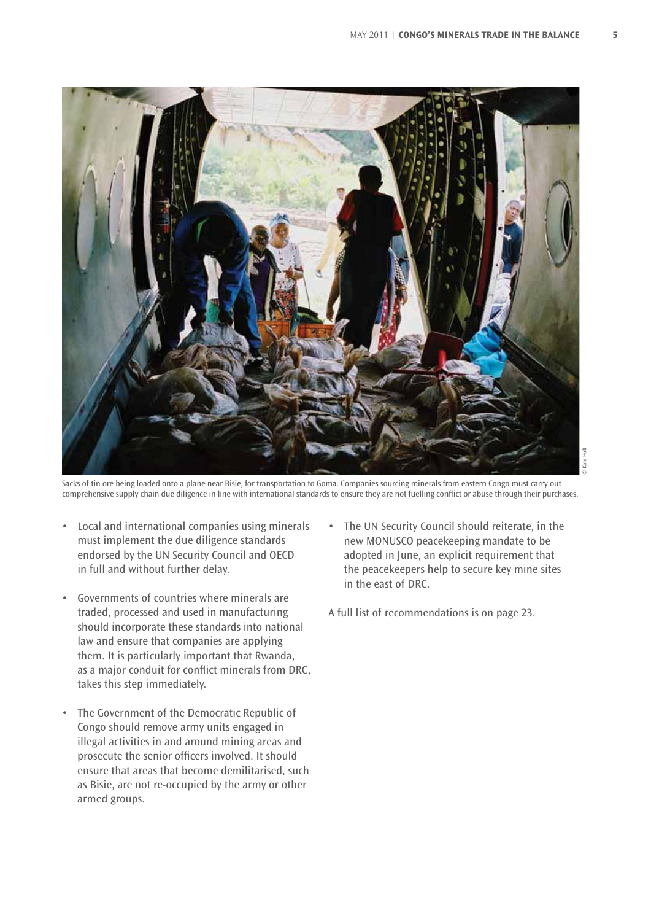Sacks of tin ore being loaded onto a plane near Bisie, for transportation to Goma. Companies sourcing minerals from eastern Congo must carry out comprehensive supply chain due diligence in line with international standards to ensure they are not fuelling conflict or abuse through their purchases.

© Kate Holt

- Local and international companies using minerals must implement the due diligence standards endorsed by the UN Security Council and OECD in full and without further delay.
- Governments of countries where minerals are traded, processed and used in manufacturing should incorporate these standards into national law and ensure that companies are applying them. It is particularly important that Rwanda, as a major conduit for conflict minerals from DRC, takes this step immediately.
- The Government of the Democratic Republic of Congo should remove army units engaged in illegal activities in and around mining areas and prosecute the senior officers involved. It should ensure that areas that become demilitarised, such as Bisie, are not re-occupied by the army or other armed groups.
- The UN Security Council should reiterate, in the new MONUSCO peacekeeping mandate to be adopted in June, an explicit requirement that the peacekeepers help to secure key mine sites in the east of DRC.

A full list of recommendations is on page 23.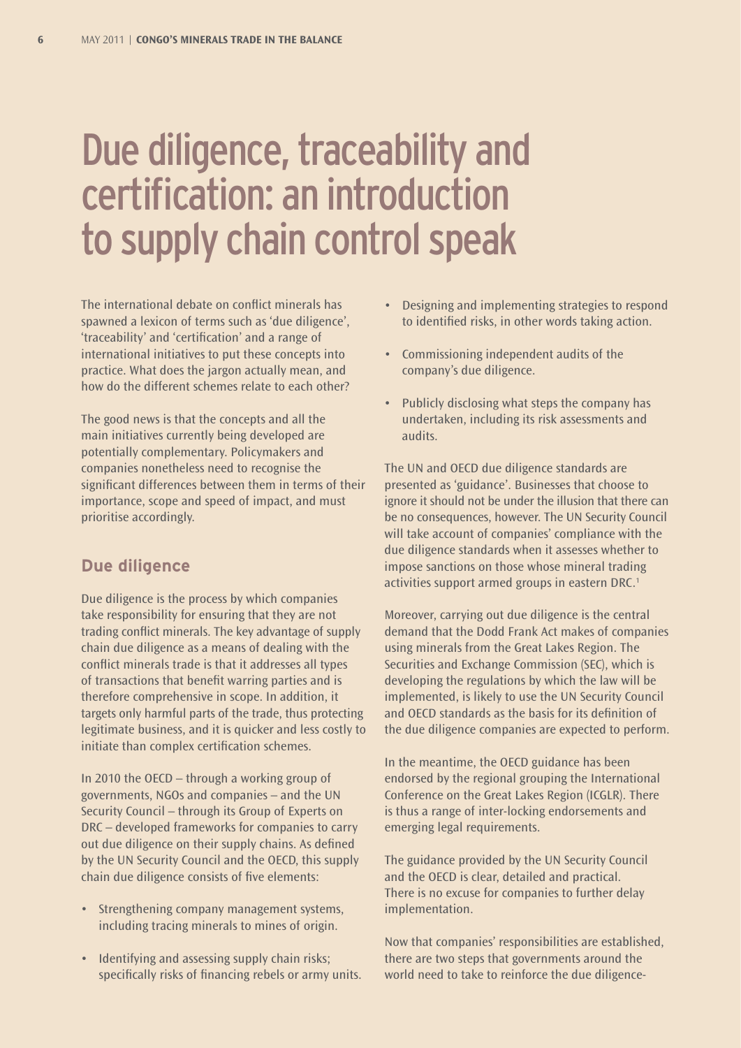# Due diligence, traceability and certification: an introduction to supply chain control speak

The international debate on conflict minerals has spawned a lexicon of terms such as 'due diligence', 'traceability' and 'certification' and a range of international initiatives to put these concepts into practice. What does the jargon actually mean, and how do the different schemes relate to each other?

The good news is that the concepts and all the main initiatives currently being developed are potentially complementary. Policymakers and companies nonetheless need to recognise the significant differences between them in terms of their importance, scope and speed of impact, and must prioritise accordingly.

## Due diligence

Due diligence is the process by which companies take responsibility for ensuring that they are not trading conflict minerals. The key advantage of supply chain due diligence as a means of dealing with the conflict minerals trade is that it addresses all types of transactions that benefit warring parties and is therefore comprehensive in scope. In addition, it targets only harmful parts of the trade, thus protecting legitimate business, and it is quicker and less costly to initiate than complex certification schemes.

In 2010 the OECD – through a working group of governments, NGOs and companies – and the UN Security Council – through its Group of Experts on DRC – developed frameworks for companies to carry out due diligence on their supply chains. As defined by the UN Security Council and the OECD, this supply chain due diligence consists of five elements:

- Strengthening company management systems, including tracing minerals to mines of origin.
- Identifying and assessing supply chain risks; specifically risks of financing rebels or army units.
- Designing and implementing strategies to respond to identified risks, in other words taking action.
- Commissioning independent audits of the company's due diligence.
- Publicly disclosing what steps the company has undertaken, including its risk assessments and audits.

The UN and OECD due diligence standards are presented as 'guidance'. Businesses that choose to ignore it should not be under the illusion that there can be no consequences, however. The UN Security Council will take account of companies' compliance with the due diligence standards when it assesses whether to impose sanctions on those whose mineral trading activities support armed groups in eastern DRC.[1]

Moreover, carrying out due diligence is the central demand that the Dodd Frank Act makes of companies using minerals from the Great Lakes Region. The Securities and Exchange Commission (SEC), which is developing the regulations by which the law will be implemented, is likely to use the UN Security Council and OECD standards as the basis for its definition of the due diligence companies are expected to perform.

In the meantime, the OECD guidance has been endorsed by the regional grouping the International Conference on the Great Lakes Region (ICGLR). There is thus a range of inter-locking endorsements and emerging legal requirements.

The guidance provided by the UN Security Council and the OECD is clear, detailed and practical. There is no excuse for companies to further delay implementation.

Now that companies' responsibilities are established, there are two steps that governments around the world need to take to reinforce the due diligence-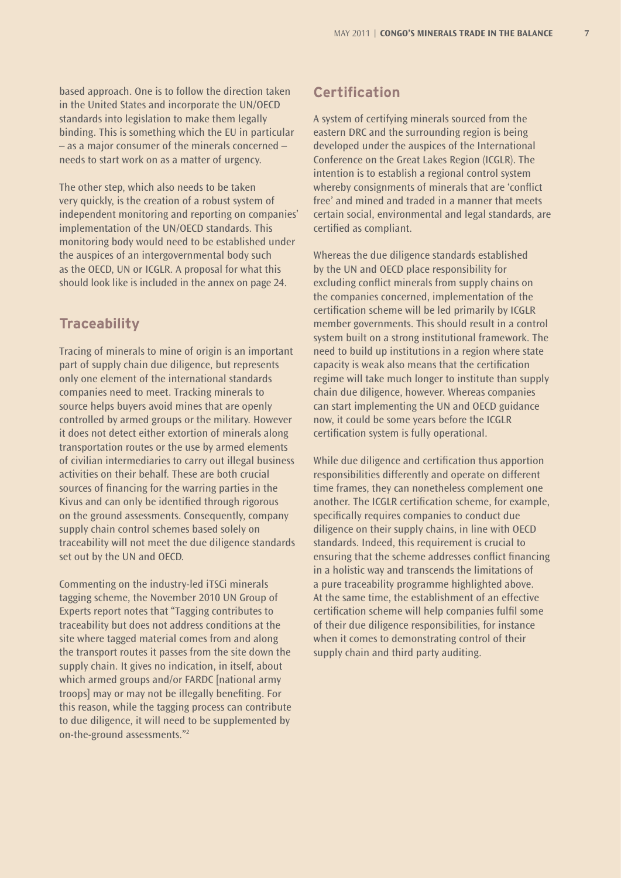based approach. One is to follow the direction taken in the United States and incorporate the UN/OECD standards into legislation to make them legally binding. This is something which the EU in particular – as a major consumer of the minerals concerned – needs to start work on as a matter of urgency.

The other step, which also needs to be taken very quickly, is the creation of a robust system of independent monitoring and reporting on companies' implementation of the UN/OECD standards. This monitoring body would need to be established under the auspices of an intergovernmental body such as the OECD, UN or ICGLR. A proposal for what this should look like is included in the annex on page 24.

## Traceability

Tracing of minerals to mine of origin is an important part of supply chain due diligence, but represents only one element of the international standards companies need to meet. Tracking minerals to source helps buyers avoid mines that are openly controlled by armed groups or the military. However it does not detect either extortion of minerals along transportation routes or the use by armed elements of civilian intermediaries to carry out illegal business activities on their behalf. These are both crucial sources of financing for the warring parties in the Kivus and can only be identified through rigorous on the ground assessments. Consequently, company supply chain control schemes based solely on traceability will not meet the due diligence standards set out by the UN and OECD.

Commenting on the industry-led iTSCi minerals tagging scheme, the November 2010 UN Group of Experts report notes that "Tagging contributes to traceability but does not address conditions at the site where tagged material comes from and along the transport routes it passes from the site down the supply chain. It gives no indication, in itself, about which armed groups and/or FARDC [national army troops] may or may not be illegally benefiting. For this reason, while the tagging process can contribute to due diligence, it will need to be supplemented by on-the-ground assessments."[2]

## Certification

A system of certifying minerals sourced from the eastern DRC and the surrounding region is being developed under the auspices of the International Conference on the Great Lakes Region (ICGLR). The intention is to establish a regional control system whereby consignments of minerals that are 'conflict free' and mined and traded in a manner that meets certain social, environmental and legal standards, are certified as compliant.

Whereas the due diligence standards established by the UN and OECD place responsibility for excluding conflict minerals from supply chains on the companies concerned, implementation of the certification scheme will be led primarily by ICGLR member governments. This should result in a control system built on a strong institutional framework. The need to build up institutions in a region where state capacity is weak also means that the certification regime will take much longer to institute than supply chain due diligence, however. Whereas companies can start implementing the UN and OECD guidance now, it could be some years before the ICGLR certification system is fully operational.

While due diligence and certification thus apportion responsibilities differently and operate on different time frames, they can nonetheless complement one another. The ICGLR certification scheme, for example, specifically requires companies to conduct due diligence on their supply chains, in line with OECD standards. Indeed, this requirement is crucial to ensuring that the scheme addresses conflict financing in a holistic way and transcends the limitations of a pure traceability programme highlighted above. At the same time, the establishment of an effective certification scheme will help companies fulfil some of their due diligence responsibilities, for instance when it comes to demonstrating control of their supply chain and third party auditing.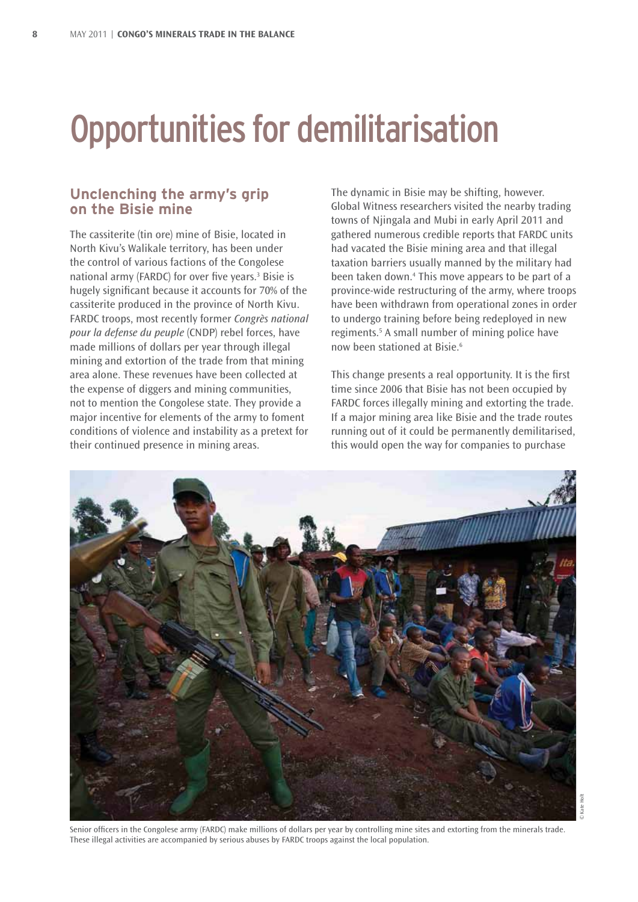# Opportunities for demilitarisation

## Unclenching the army's grip on the Bisie mine

The cassiterite (tin ore) mine of Bisie, located in North Kivu's Walikale territory, has been under the control of various factions of the Congolese national army (FARDC) for over five years.[3] Bisie is hugely significant because it accounts for 70% of the cassiterite produced in the province of North Kivu. FARDC troops, most recently former *Congrès national pour la defense du peuple* (CNDP) rebel forces, have made millions of dollars per year through illegal mining and extortion of the trade from that mining area alone. These revenues have been collected at the expense of diggers and mining communities, not to mention the Congolese state. They provide a major incentive for elements of the army to foment conditions of violence and instability as a pretext for their continued presence in mining areas.

The dynamic in Bisie may be shifting, however. Global Witness researchers visited the nearby trading towns of Njingala and Mubi in early April 2011 and gathered numerous credible reports that FARDC units had vacated the Bisie mining area and that illegal taxation barriers usually manned by the military had been taken down.[4] This move appears to be part of a province-wide restructuring of the army, where troops have been withdrawn from operational zones in order to undergo training before being redeployed in new regiments.[5] A small number of mining police have now been stationed at Bisie.[6]

This change presents a real opportunity. It is the first time since 2006 that Bisie has not been occupied by FARDC forces illegally mining and extorting the trade. If a major mining area like Bisie and the trade routes running out of it could be permanently demilitarised, this would open the way for companies to purchase

Senior officers in the Congolese army (FARDC) make millions of dollars per year by controlling mine sites and extorting from the minerals trade. These illegal activities are accompanied by serious abuses by FARDC troops against the local population.

© Kate Holt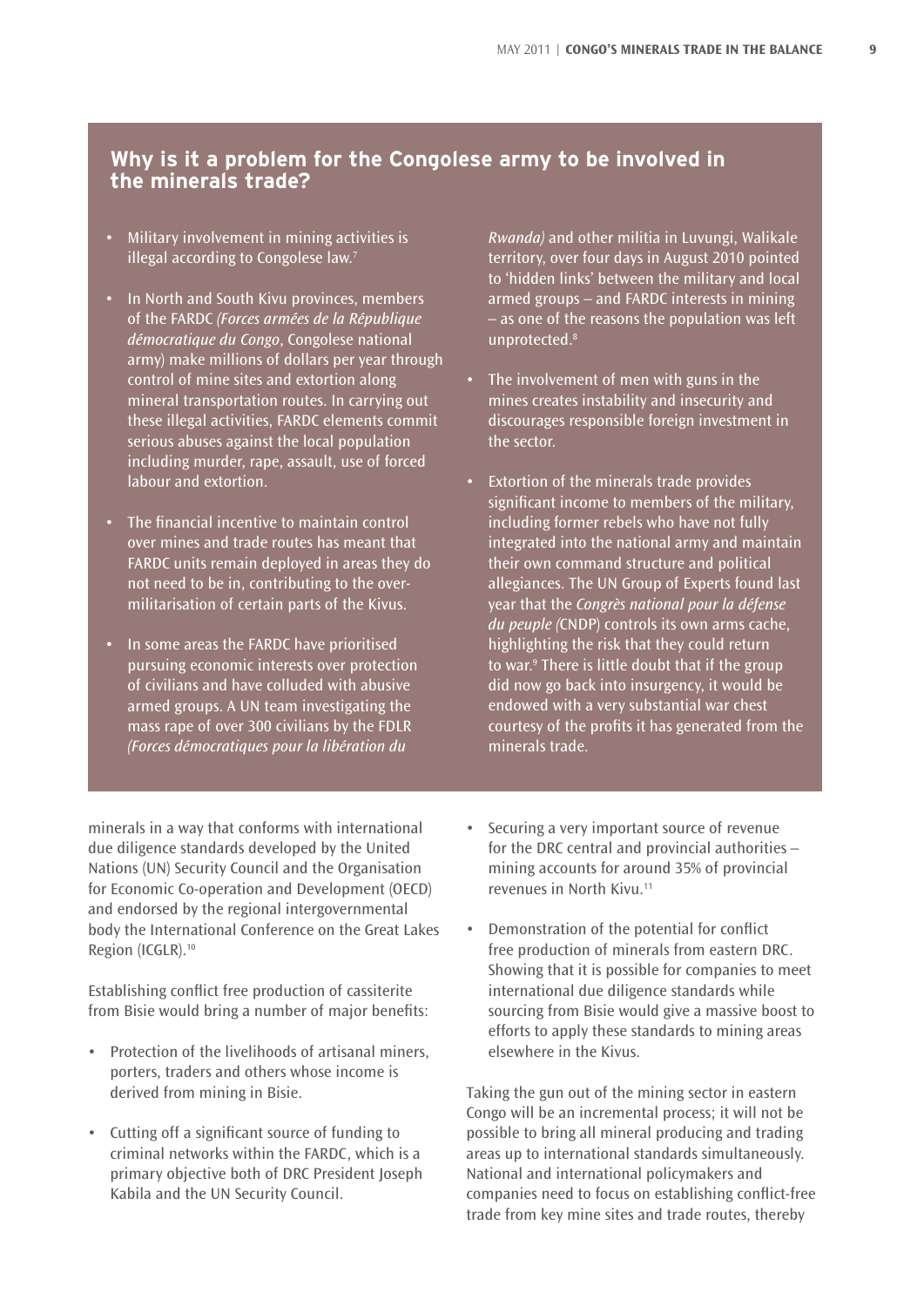## Why is it a problem for the Congolese army to be involved in the minerals trade?

- Military involvement in mining activities is illegal according to Congolese law.[7]
- In North and South Kivu provinces, members of the FARDC *(Forces armées de la République démocratique du Congo*, Congolese national army) make millions of dollars per year through control of mine sites and extortion along mineral transportation routes. In carrying out these illegal activities, FARDC elements commit serious abuses against the local population including murder, rape, assault, use of forced labour and extortion.
- The financial incentive to maintain control over mines and trade routes has meant that FARDC units remain deployed in areas they do not need to be in, contributing to the over-militarisation of certain parts of the Kivus.
- In some areas the FARDC have prioritised pursuing economic interests over protection of civilians and have colluded with abusive armed groups. A UN team investigating the mass rape of over 300 civilians by the FDLR *(Forces démocratiques pour la libération du Rwanda)* and other militia in Luvungi, Walikale territory, over four days in August 2010 pointed to 'hidden links' between the military and local armed groups – and FARDC interests in mining – as one of the reasons the population was left unprotected.[8]
- The involvement of men with guns in the mines creates instability and insecurity and discourages responsible foreign investment in the sector.
- Extortion of the minerals trade provides significant income to members of the military, including former rebels who have not fully integrated into the national army and maintain their own command structure and political allegiances. The UN Group of Experts found last year that the *Congrès national pour la défense du peuple (*CNDP) controls its own arms cache, highlighting the risk that they could return to war.[9] There is little doubt that if the group did now go back into insurgency, it would be endowed with a very substantial war chest courtesy of the profits it has generated from the minerals trade.

minerals in a way that conforms with international due diligence standards developed by the United Nations (UN) Security Council and the Organisation for Economic Co-operation and Development (OECD) and endorsed by the regional intergovernmental body the International Conference on the Great Lakes Region (ICGLR).[10]

Establishing conflict free production of cassiterite from Bisie would bring a number of major benefits:

- Protection of the livelihoods of artisanal miners, porters, traders and others whose income is derived from mining in Bisie.
- Cutting off a significant source of funding to criminal networks within the FARDC, which is a primary objective both of DRC President Joseph Kabila and the UN Security Council.
- Securing a very important source of revenue for the DRC central and provincial authorities – mining accounts for around 35% of provincial revenues in North Kivu.[11]
- Demonstration of the potential for conflict free production of minerals from eastern DRC. Showing that it is possible for companies to meet international due diligence standards while sourcing from Bisie would give a massive boost to efforts to apply these standards to mining areas elsewhere in the Kivus.

Taking the gun out of the mining sector in eastern Congo will be an incremental process; it will not be possible to bring all mineral producing and trading areas up to international standards simultaneously. National and international policymakers and companies need to focus on establishing conflict-free trade from key mine sites and trade routes, thereby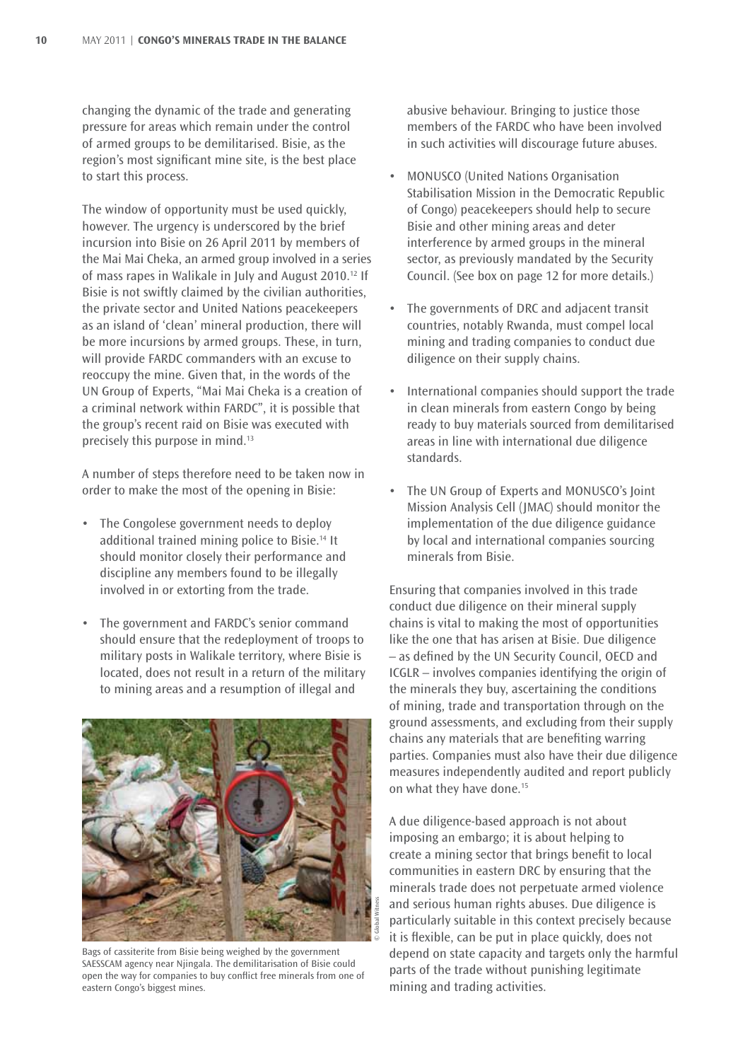changing the dynamic of the trade and generating pressure for areas which remain under the control of armed groups to be demilitarised. Bisie, as the region's most significant mine site, is the best place to start this process.

The window of opportunity must be used quickly, however. The urgency is underscored by the brief incursion into Bisie on 26 April 2011 by members of the Mai Mai Cheka, an armed group involved in a series of mass rapes in Walikale in July and August 2010.[12] If Bisie is not swiftly claimed by the civilian authorities, the private sector and United Nations peacekeepers as an island of 'clean' mineral production, there will be more incursions by armed groups. These, in turn, will provide FARDC commanders with an excuse to reoccupy the mine. Given that, in the words of the UN Group of Experts, "Mai Mai Cheka is a creation of a criminal network within FARDC", it is possible that the group's recent raid on Bisie was executed with precisely this purpose in mind.[13]

A number of steps therefore need to be taken now in order to make the most of the opening in Bisie:

- The Congolese government needs to deploy additional trained mining police to Bisie.[14] It should monitor closely their performance and discipline any members found to be illegally involved in or extorting from the trade.
- The government and FARDC's senior command should ensure that the redeployment of troops to military posts in Walikale territory, where Bisie is located, does not result in a return of the military to mining areas and a resumption of illegal and abusive behaviour. Bringing to justice those members of the FARDC who have been involved in such activities will discourage future abuses.
- MONUSCO (United Nations Organisation Stabilisation Mission in the Democratic Republic of Congo) peacekeepers should help to secure Bisie and other mining areas and deter interference by armed groups in the mineral sector, as previously mandated by the Security Council. (See box on page 12 for more details.)
- The governments of DRC and adjacent transit countries, notably Rwanda, must compel local mining and trading companies to conduct due diligence on their supply chains.
- International companies should support the trade in clean minerals from eastern Congo by being ready to buy materials sourced from demilitarised areas in line with international due diligence standards.
- The UN Group of Experts and MONUSCO's Joint Mission Analysis Cell (JMAC) should monitor the implementation of the due diligence guidance by local and international companies sourcing minerals from Bisie.

Bags of cassiterite from Bisie being weighed by the government SAESSCAM agency near Njingala. The demilitarisation of Bisie could open the way for companies to buy conflict free minerals from one of eastern Congo's biggest mines.

Ensuring that companies involved in this trade conduct due diligence on their mineral supply chains is vital to making the most of opportunities like the one that has arisen at Bisie. Due diligence – as defined by the UN Security Council, OECD and ICGLR – involves companies identifying the origin of the minerals they buy, ascertaining the conditions of mining, trade and transportation through on the ground assessments, and excluding from their supply chains any materials that are benefiting warring parties. Companies must also have their due diligence measures independently audited and report publicly on what they have done.[15]

A due diligence-based approach is not about imposing an embargo; it is about helping to create a mining sector that brings benefit to local communities in eastern DRC by ensuring that the minerals trade does not perpetuate armed violence and serious human rights abuses. Due diligence is particularly suitable in this context precisely because it is flexible, can be put in place quickly, does not depend on state capacity and targets only the harmful parts of the trade without punishing legitimate mining and trading activities.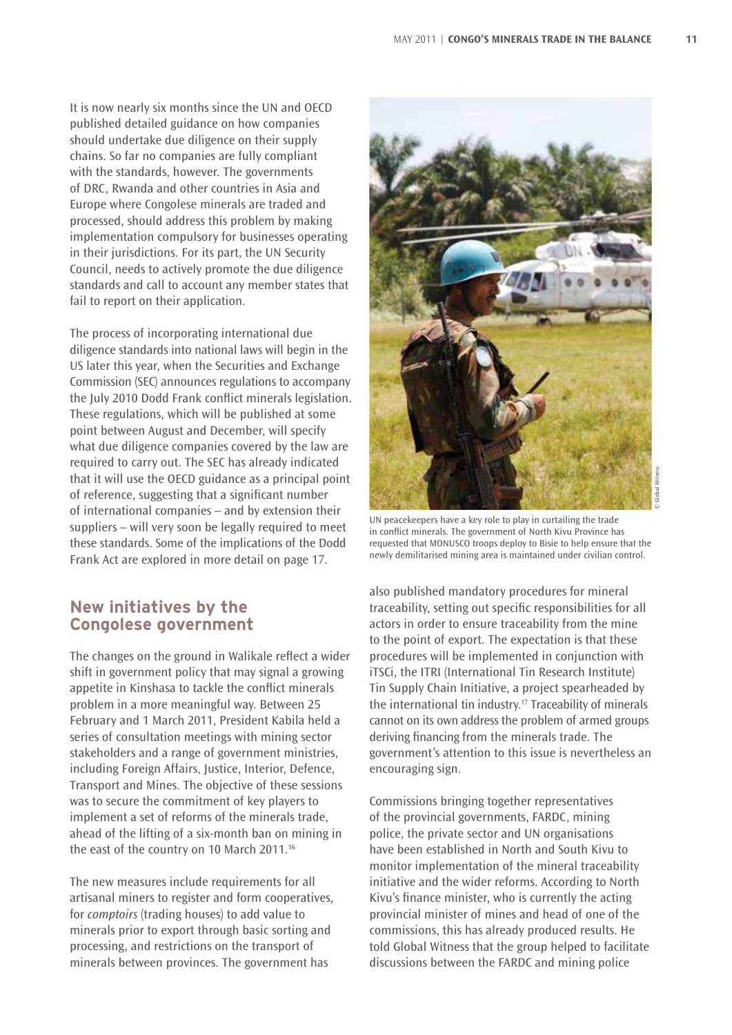It is now nearly six months since the UN and OECD published detailed guidance on how companies should undertake due diligence on their supply chains. So far no companies are fully compliant with the standards, however. The governments of DRC, Rwanda and other countries in Asia and Europe where Congolese minerals are traded and processed, should address this problem by making implementation compulsory for businesses operating in their jurisdictions. For its part, the UN Security Council, needs to actively promote the due diligence standards and call to account any member states that fail to report on their application.

The process of incorporating international due diligence standards into national laws will begin in the US later this year, when the Securities and Exchange Commission (SEC) announces regulations to accompany the July 2010 Dodd Frank conflict minerals legislation. These regulations, which will be published at some point between August and December, will specify what due diligence companies covered by the law are required to carry out. The SEC has already indicated that it will use the OECD guidance as a principal point of reference, suggesting that a significant number of international companies – and by extension their suppliers – will very soon be legally required to meet these standards. Some of the implications of the Dodd Frank Act are explored in more detail on page 17.

UN peacekeepers have a key role to play in curtailing the trade in conflict minerals. The government of North Kivu Province has requested that MONUSCO troops deploy to Bisie to help ensure that the newly demilitarised mining area is maintained under civilian control.

## New initiatives by the Congolese government

The changes on the ground in Walikale reflect a wider shift in government policy that may signal a growing appetite in Kinshasa to tackle the conflict minerals problem in a more meaningful way. Between 25 February and 1 March 2011, President Kabila held a series of consultation meetings with mining sector stakeholders and a range of government ministries, including Foreign Affairs, Justice, Interior, Defence, Transport and Mines. The objective of these sessions was to secure the commitment of key players to implement a set of reforms of the minerals trade, ahead of the lifting of a six-month ban on mining in the east of the country on 10 March 2011.[16]

The new measures include requirements for all artisanal miners to register and form cooperatives, for *comptoirs* (trading houses) to add value to minerals prior to export through basic sorting and processing, and restrictions on the transport of minerals between provinces. The government has also published mandatory procedures for mineral traceability, setting out specific responsibilities for all actors in order to ensure traceability from the mine to the point of export. The expectation is that these procedures will be implemented in conjunction with iTSCi, the ITRI (International Tin Research Institute) Tin Supply Chain Initiative, a project spearheaded by the international tin industry.[17] Traceability of minerals cannot on its own address the problem of armed groups deriving financing from the minerals trade. The government's attention to this issue is nevertheless an encouraging sign.

Commissions bringing together representatives of the provincial governments, FARDC, mining police, the private sector and UN organisations have been established in North and South Kivu to monitor implementation of the mineral traceability initiative and the wider reforms. According to North Kivu's finance minister, who is currently the acting provincial minister of mines and head of one of the commissions, this has already produced results. He told Global Witness that the group helped to facilitate discussions between the FARDC and mining police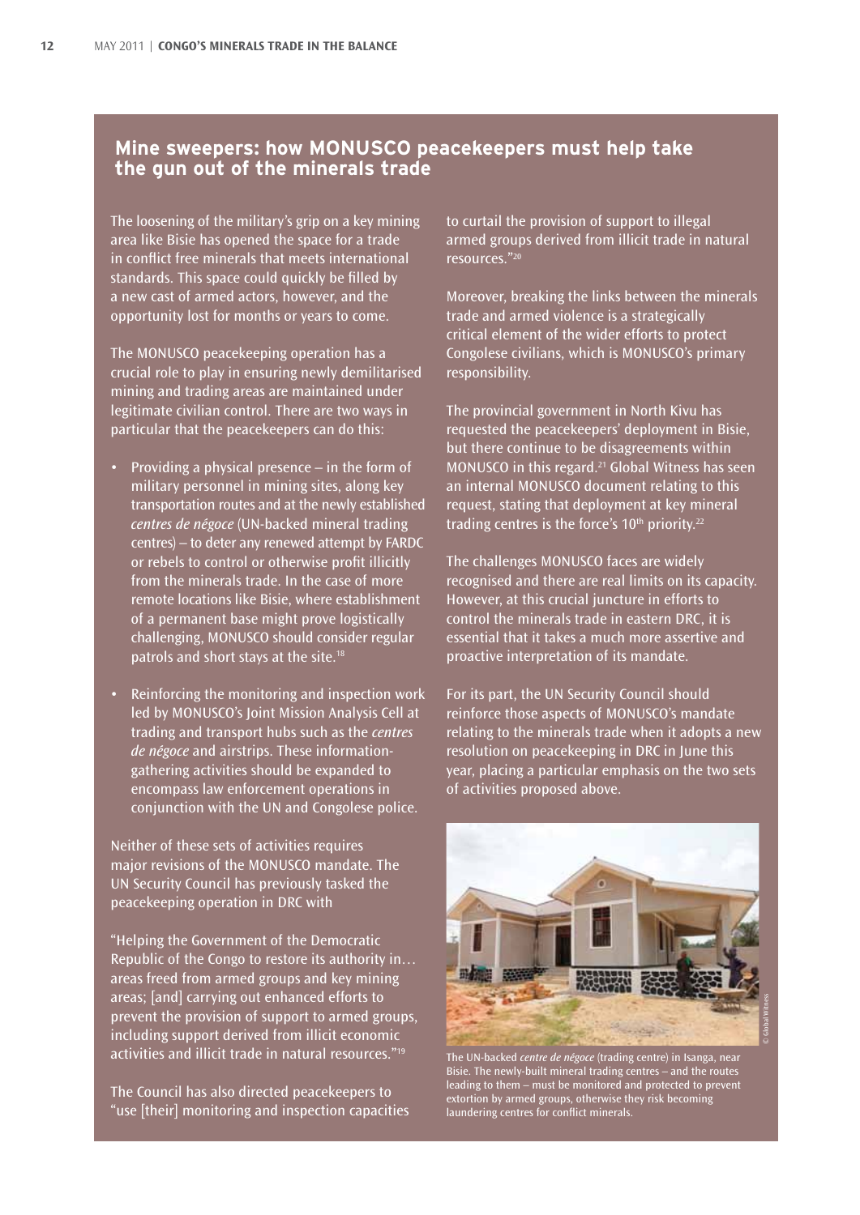## Mine sweepers: how MONUSCO peacekeepers must help take the gun out of the minerals trade

The loosening of the military's grip on a key mining area like Bisie has opened the space for a trade in conflict free minerals that meets international standards. This space could quickly be filled by a new cast of armed actors, however, and the opportunity lost for months or years to come.

The MONUSCO peacekeeping operation has a crucial role to play in ensuring newly demilitarised mining and trading areas are maintained under legitimate civilian control. There are two ways in particular that the peacekeepers can do this:

- Providing a physical presence – in the form of military personnel in mining sites, along key transportation routes and at the newly established *centres de négoce* (UN-backed mineral trading centres) – to deter any renewed attempt by FARDC or rebels to control or otherwise profit illicitly from the minerals trade. In the case of more remote locations like Bisie, where establishment of a permanent base might prove logistically challenging, MONUSCO should consider regular patrols and short stays at the site.[18]
- Reinforcing the monitoring and inspection work led by MONUSCO's Joint Mission Analysis Cell at trading and transport hubs such as the *centres de négoce* and airstrips. These information-gathering activities should be expanded to encompass law enforcement operations in conjunction with the UN and Congolese police.

Neither of these sets of activities requires major revisions of the MONUSCO mandate. The UN Security Council has previously tasked the peacekeeping operation in DRC with

"Helping the Government of the Democratic Republic of the Congo to restore its authority in… areas freed from armed groups and key mining areas; [and] carrying out enhanced efforts to prevent the provision of support to armed groups, including support derived from illicit economic activities and illicit trade in natural resources."[19]

The Council has also directed peacekeepers to "use [their] monitoring and inspection capacities to curtail the provision of support to illegal armed groups derived from illicit trade in natural resources."[20]

Moreover, breaking the links between the minerals trade and armed violence is a strategically critical element of the wider efforts to protect Congolese civilians, which is MONUSCO's primary responsibility.

The provincial government in North Kivu has requested the peacekeepers' deployment in Bisie, but there continue to be disagreements within MONUSCO in this regard.[21] Global Witness has seen an internal MONUSCO document relating to this request, stating that deployment at key mineral trading centres is the force's 10th priority.[22]

The challenges MONUSCO faces are widely recognised and there are real limits on its capacity. However, at this crucial juncture in efforts to control the minerals trade in eastern DRC, it is essential that it takes a much more assertive and proactive interpretation of its mandate.

For its part, the UN Security Council should reinforce those aspects of MONUSCO's mandate relating to the minerals trade when it adopts a new resolution on peacekeeping in DRC in June this year, placing a particular emphasis on the two sets of activities proposed above.

© Global Witness

The UN-backed *centre de négoce* (trading centre) in Isanga, near Bisie. The newly-built mineral trading centres – and the routes leading to them – must be monitored and protected to prevent extortion by armed groups, otherwise they risk becoming laundering centres for conflict minerals.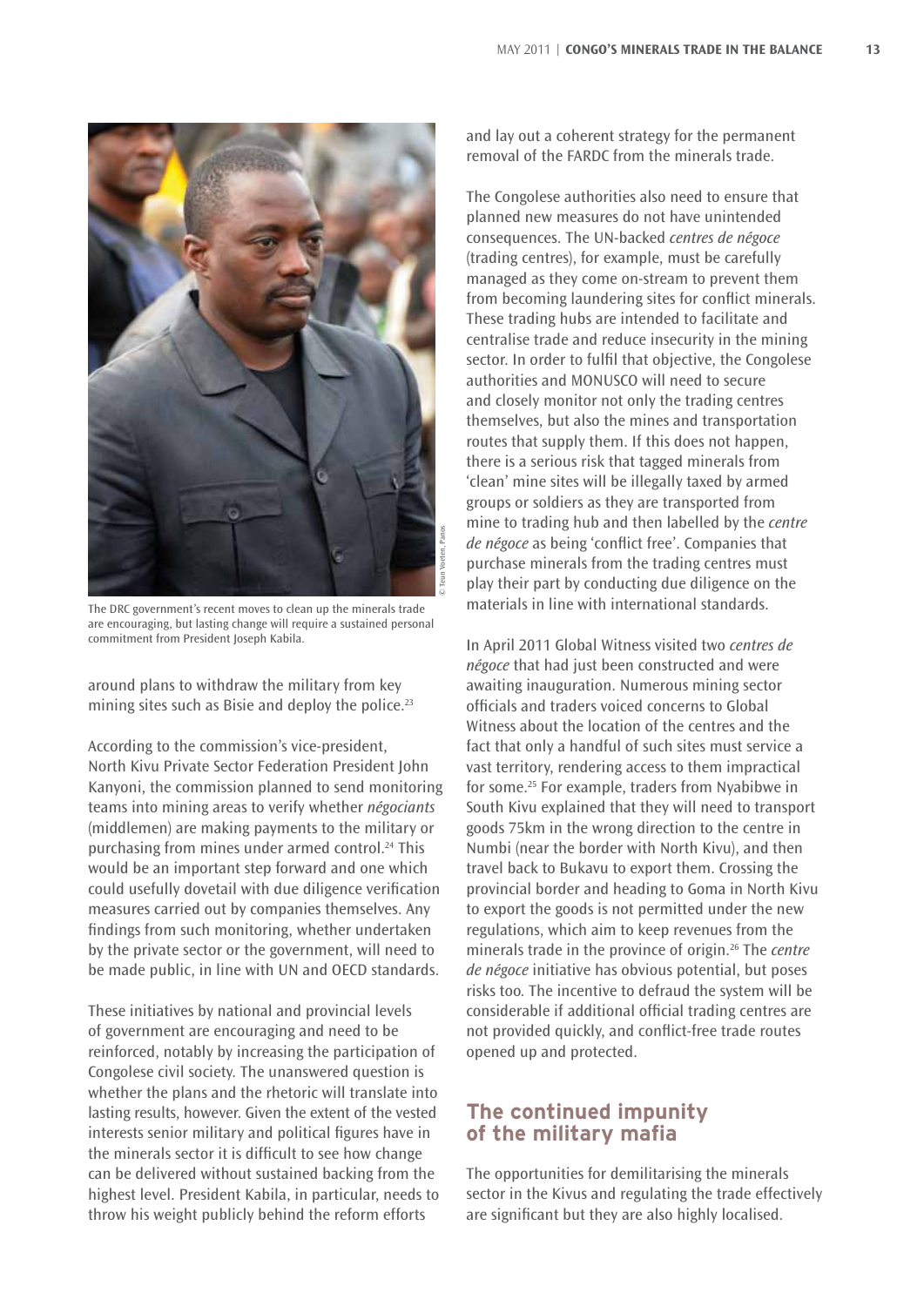The DRC government's recent moves to clean up the minerals trade are encouraging, but lasting change will require a sustained personal commitment from President Joseph Kabila.

around plans to withdraw the military from key mining sites such as Bisie and deploy the police.[23]

According to the commission's vice-president, North Kivu Private Sector Federation President John Kanyoni, the commission planned to send monitoring teams into mining areas to verify whether *négociants* (middlemen) are making payments to the military or purchasing from mines under armed control.[24] This would be an important step forward and one which could usefully dovetail with due diligence verification measures carried out by companies themselves. Any findings from such monitoring, whether undertaken by the private sector or the government, will need to be made public, in line with UN and OECD standards.

These initiatives by national and provincial levels of government are encouraging and need to be reinforced, notably by increasing the participation of Congolese civil society. The unanswered question is whether the plans and the rhetoric will translate into lasting results, however. Given the extent of the vested interests senior military and political figures have in the minerals sector it is difficult to see how change can be delivered without sustained backing from the highest level. President Kabila, in particular, needs to throw his weight publicly behind the reform efforts and lay out a coherent strategy for the permanent removal of the FARDC from the minerals trade.

The Congolese authorities also need to ensure that planned new measures do not have unintended consequences. The UN-backed *centres de négoce* (trading centres), for example, must be carefully managed as they come on-stream to prevent them from becoming laundering sites for conflict minerals. These trading hubs are intended to facilitate and centralise trade and reduce insecurity in the mining sector. In order to fulfil that objective, the Congolese authorities and MONUSCO will need to secure and closely monitor not only the trading centres themselves, but also the mines and transportation routes that supply them. If this does not happen, there is a serious risk that tagged minerals from 'clean' mine sites will be illegally taxed by armed groups or soldiers as they are transported from mine to trading hub and then labelled by the *centre de négoce* as being 'conflict free'. Companies that purchase minerals from the trading centres must play their part by conducting due diligence on the materials in line with international standards.

In April 2011 Global Witness visited two *centres de négoce* that had just been constructed and were awaiting inauguration. Numerous mining sector officials and traders voiced concerns to Global Witness about the location of the centres and the fact that only a handful of such sites must service a vast territory, rendering access to them impractical for some.[25] For example, traders from Nyabibwe in South Kivu explained that they will need to transport goods 75km in the wrong direction to the centre in Numbi (near the border with North Kivu), and then travel back to Bukavu to export them. Crossing the provincial border and heading to Goma in North Kivu to export the goods is not permitted under the new regulations, which aim to keep revenues from the minerals trade in the province of origin.[26] The *centre de négoce* initiative has obvious potential, but poses risks too. The incentive to defraud the system will be considerable if additional official trading centres are not provided quickly, and conflict-free trade routes opened up and protected.

## The continued impunity of the military mafia

The opportunities for demilitarising the minerals sector in the Kivus and regulating the trade effectively are significant but they are also highly localised.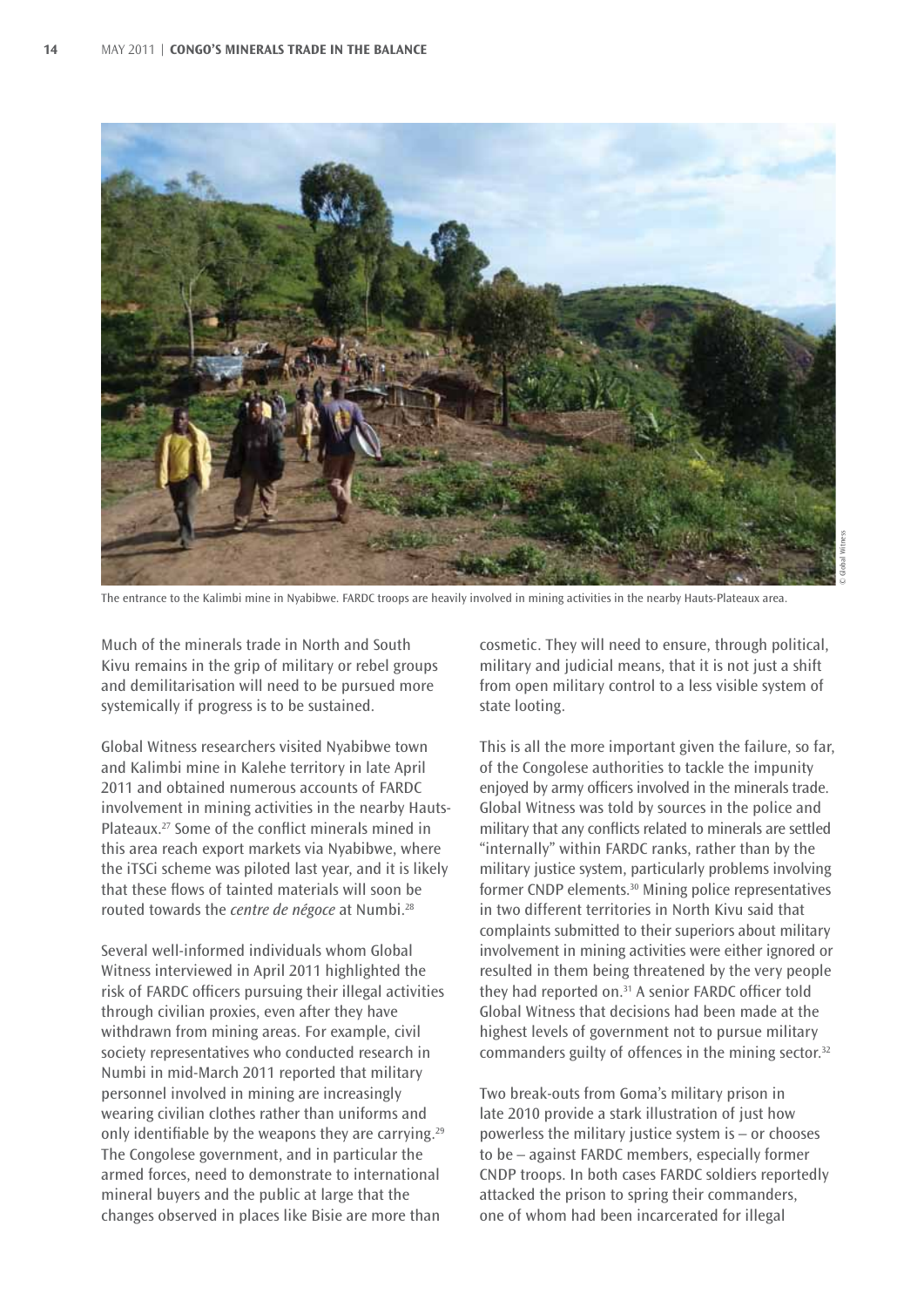The entrance to the Kalimbi mine in Nyabibwe. FARDC troops are heavily involved in mining activities in the nearby Hauts-Plateaux area.

Much of the minerals trade in North and South Kivu remains in the grip of military or rebel groups and demilitarisation will need to be pursued more systemically if progress is to be sustained.

Global Witness researchers visited Nyabibwe town and Kalimbi mine in Kalehe territory in late April 2011 and obtained numerous accounts of FARDC involvement in mining activities in the nearby Hauts-Plateaux.[27] Some of the conflict minerals mined in this area reach export markets via Nyabibwe, where the iTSCi scheme was piloted last year, and it is likely that these flows of tainted materials will soon be routed towards the *centre de négoce* at Numbi.[28]

Several well-informed individuals whom Global Witness interviewed in April 2011 highlighted the risk of FARDC officers pursuing their illegal activities through civilian proxies, even after they have withdrawn from mining areas. For example, civil society representatives who conducted research in Numbi in mid-March 2011 reported that military personnel involved in mining are increasingly wearing civilian clothes rather than uniforms and only identifiable by the weapons they are carrying.[29] The Congolese government, and in particular the armed forces, need to demonstrate to international mineral buyers and the public at large that the changes observed in places like Bisie are more than cosmetic. They will need to ensure, through political, military and judicial means, that it is not just a shift from open military control to a less visible system of state looting.

This is all the more important given the failure, so far, of the Congolese authorities to tackle the impunity enjoyed by army officers involved in the minerals trade. Global Witness was told by sources in the police and military that any conflicts related to minerals are settled "internally" within FARDC ranks, rather than by the military justice system, particularly problems involving former CNDP elements.[30] Mining police representatives in two different territories in North Kivu said that complaints submitted to their superiors about military involvement in mining activities were either ignored or resulted in them being threatened by the very people they had reported on.[31] A senior FARDC officer told Global Witness that decisions had been made at the highest levels of government not to pursue military commanders guilty of offences in the mining sector.[32]

Two break-outs from Goma's military prison in late 2010 provide a stark illustration of just how powerless the military justice system is – or chooses to be – against FARDC members, especially former CNDP troops. In both cases FARDC soldiers reportedly attacked the prison to spring their commanders, one of whom had been incarcerated for illegal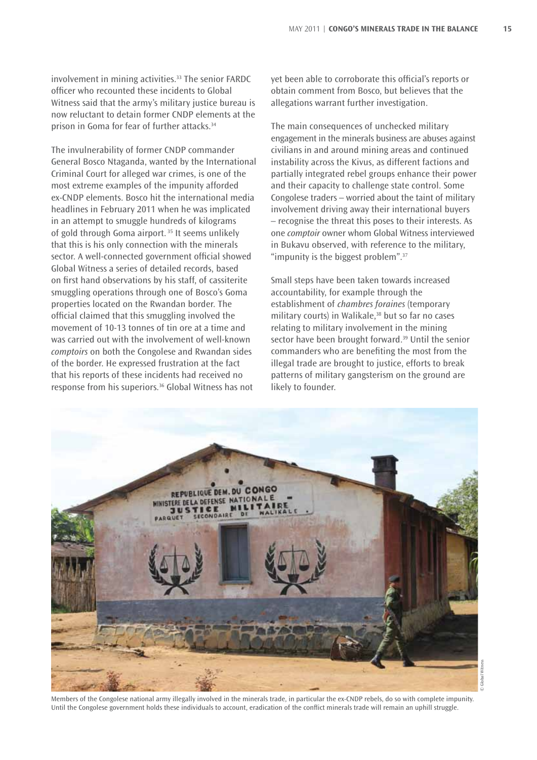involvement in mining activities.[33] The senior FARDC officer who recounted these incidents to Global Witness said that the army's military justice bureau is now reluctant to detain former CNDP elements at the prison in Goma for fear of further attacks.[34]

The invulnerability of former CNDP commander General Bosco Ntaganda, wanted by the International Criminal Court for alleged war crimes, is one of the most extreme examples of the impunity afforded ex-CNDP elements. Bosco hit the international media headlines in February 2011 when he was implicated in an attempt to smuggle hundreds of kilograms of gold through Goma airport.[35] It seems unlikely that this is his only connection with the minerals sector. A well-connected government official showed Global Witness a series of detailed records, based on first hand observations by his staff, of cassiterite smuggling operations through one of Bosco's Goma properties located on the Rwandan border. The official claimed that this smuggling involved the movement of 10-13 tonnes of tin ore at a time and was carried out with the involvement of well-known *comptoirs* on both the Congolese and Rwandan sides of the border. He expressed frustration at the fact that his reports of these incidents had received no response from his superiors.[36] Global Witness has not yet been able to corroborate this official's reports or obtain comment from Bosco, but believes that the allegations warrant further investigation.

The main consequences of unchecked military engagement in the minerals business are abuses against civilians in and around mining areas and continued instability across the Kivus, as different factions and partially integrated rebel groups enhance their power and their capacity to challenge state control. Some Congolese traders – worried about the taint of military involvement driving away their international buyers – recognise the threat this poses to their interests. As one *comptoir* owner whom Global Witness interviewed in Bukavu observed, with reference to the military, "impunity is the biggest problem".[37]

Small steps have been taken towards increased accountability, for example through the establishment of *chambres foraines* (temporary military courts) in Walikale,[38] but so far no cases relating to military involvement in the mining sector have been brought forward.[39] Until the senior commanders who are benefiting the most from the illegal trade are brought to justice, efforts to break patterns of military gangsterism on the ground are likely to founder.

Members of the Congolese national army illegally involved in the minerals trade, in particular the ex-CNDP rebels, do so with complete impunity. Until the Congolese government holds these individuals to account, eradication of the conflict minerals trade will remain an uphill struggle.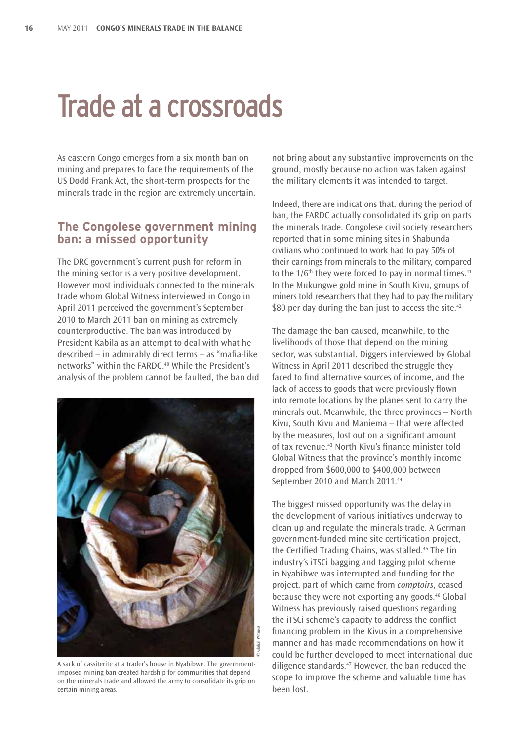# Trade at a crossroads

As eastern Congo emerges from a six month ban on mining and prepares to face the requirements of the US Dodd Frank Act, the short-term prospects for the minerals trade in the region are extremely uncertain.

## The Congolese government mining ban: a missed opportunity

The DRC government's current push for reform in the mining sector is a very positive development. However most individuals connected to the minerals trade whom Global Witness interviewed in Congo in April 2011 perceived the government's September 2010 to March 2011 ban on mining as extremely counterproductive. The ban was introduced by President Kabila as an attempt to deal with what he described – in admirably direct terms – as "mafia-like networks" within the FARDC.[40] While the President's analysis of the problem cannot be faulted, the ban did not bring about any substantive improvements on the ground, mostly because no action was taken against the military elements it was intended to target.

A sack of cassiterite at a trader's house in Nyabibwe. The government-imposed mining ban created hardship for communities that depend on the minerals trade and allowed the army to consolidate its grip on certain mining areas.

Indeed, there are indications that, during the period of ban, the FARDC actually consolidated its grip on parts the minerals trade. Congolese civil society researchers reported that in some mining sites in Shabunda civilians who continued to work had to pay 50% of their earnings from minerals to the military, compared to the 1/6th they were forced to pay in normal times.[41] In the Mukungwe gold mine in South Kivu, groups of miners told researchers that they had to pay the military $80 per day during the ban just to access the site.[42]

The damage the ban caused, meanwhile, to the livelihoods of those that depend on the mining sector, was substantial. Diggers interviewed by Global Witness in April 2011 described the struggle they faced to find alternative sources of income, and the lack of access to goods that were previously flown into remote locations by the planes sent to carry the minerals out. Meanwhile, the three provinces – North Kivu, South Kivu and Maniema – that were affected by the measures, lost out on a significant amount of tax revenue.[43] North Kivu's finance minister told Global Witness that the province's monthly income dropped from $600,000 to $400,000 between September 2010 and March 2011.[44]

The biggest missed opportunity was the delay in the development of various initiatives underway to clean up and regulate the minerals trade. A German government-funded mine site certification project, the Certified Trading Chains, was stalled.[45] The tin industry's iTSCi bagging and tagging pilot scheme in Nyabibwe was interrupted and funding for the project, part of which came from *comptoirs*, ceased because they were not exporting any goods.[46] Global Witness has previously raised questions regarding the iTSCi scheme's capacity to address the conflict financing problem in the Kivus in a comprehensive manner and has made recommendations on how it could be further developed to meet international due diligence standards.[47] However, the ban reduced the scope to improve the scheme and valuable time has been lost.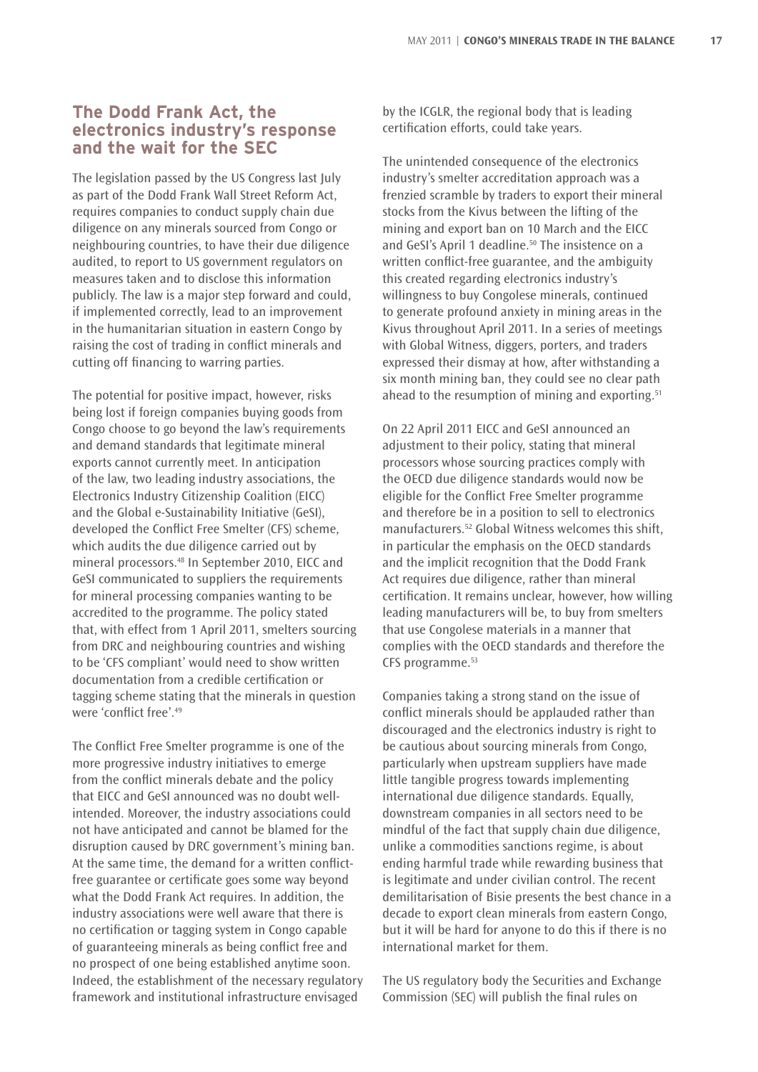## The Dodd Frank Act, the electronics industry's response and the wait for the SEC

The legislation passed by the US Congress last July as part of the Dodd Frank Wall Street Reform Act, requires companies to conduct supply chain due diligence on any minerals sourced from Congo or neighbouring countries, to have their due diligence audited, to report to US government regulators on measures taken and to disclose this information publicly. The law is a major step forward and could, if implemented correctly, lead to an improvement in the humanitarian situation in eastern Congo by raising the cost of trading in conflict minerals and cutting off financing to warring parties.

The potential for positive impact, however, risks being lost if foreign companies buying goods from Congo choose to go beyond the law's requirements and demand standards that legitimate mineral exports cannot currently meet. In anticipation of the law, two leading industry associations, the Electronics Industry Citizenship Coalition (EICC) and the Global e-Sustainability Initiative (GeSI), developed the Conflict Free Smelter (CFS) scheme, which audits the due diligence carried out by mineral processors.[48] In September 2010, EICC and GeSI communicated to suppliers the requirements for mineral processing companies wanting to be accredited to the programme. The policy stated that, with effect from 1 April 2011, smelters sourcing from DRC and neighbouring countries and wishing to be 'CFS compliant' would need to show written documentation from a credible certification or tagging scheme stating that the minerals in question were 'conflict free'.[49]

The Conflict Free Smelter programme is one of the more progressive industry initiatives to emerge from the conflict minerals debate and the policy that EICC and GeSI announced was no doubt well-intended. Moreover, the industry associations could not have anticipated and cannot be blamed for the disruption caused by DRC government's mining ban. At the same time, the demand for a written conflict-free guarantee or certificate goes some way beyond what the Dodd Frank Act requires. In addition, the industry associations were well aware that there is no certification or tagging system in Congo capable of guaranteeing minerals as being conflict free and no prospect of one being established anytime soon. Indeed, the establishment of the necessary regulatory framework and institutional infrastructure envisaged by the ICGLR, the regional body that is leading certification efforts, could take years.

The unintended consequence of the electronics industry's smelter accreditation approach was a frenzied scramble by traders to export their mineral stocks from the Kivus between the lifting of the mining and export ban on 10 March and the EICC and GeSI's April 1 deadline.[50] The insistence on a written conflict-free guarantee, and the ambiguity this created regarding electronics industry's willingness to buy Congolese minerals, continued to generate profound anxiety in mining areas in the Kivus throughout April 2011. In a series of meetings with Global Witness, diggers, porters, and traders expressed their dismay at how, after withstanding a six month mining ban, they could see no clear path ahead to the resumption of mining and exporting.[51]

On 22 April 2011 EICC and GeSI announced an adjustment to their policy, stating that mineral processors whose sourcing practices comply with the OECD due diligence standards would now be eligible for the Conflict Free Smelter programme and therefore be in a position to sell to electronics manufacturers.[52] Global Witness welcomes this shift, in particular the emphasis on the OECD standards and the implicit recognition that the Dodd Frank Act requires due diligence, rather than mineral certification. It remains unclear, however, how willing leading manufacturers will be, to buy from smelters that use Congolese materials in a manner that complies with the OECD standards and therefore the CFS programme.[53]

Companies taking a strong stand on the issue of conflict minerals should be applauded rather than discouraged and the electronics industry is right to be cautious about sourcing minerals from Congo, particularly when upstream suppliers have made little tangible progress towards implementing international due diligence standards. Equally, downstream companies in all sectors need to be mindful of the fact that supply chain due diligence, unlike a commodities sanctions regime, is about ending harmful trade while rewarding business that is legitimate and under civilian control. The recent demilitarisation of Bisie presents the best chance in a decade to export clean minerals from eastern Congo, but it will be hard for anyone to do this if there is no international market for them.

The US regulatory body the Securities and Exchange Commission (SEC) will publish the final rules on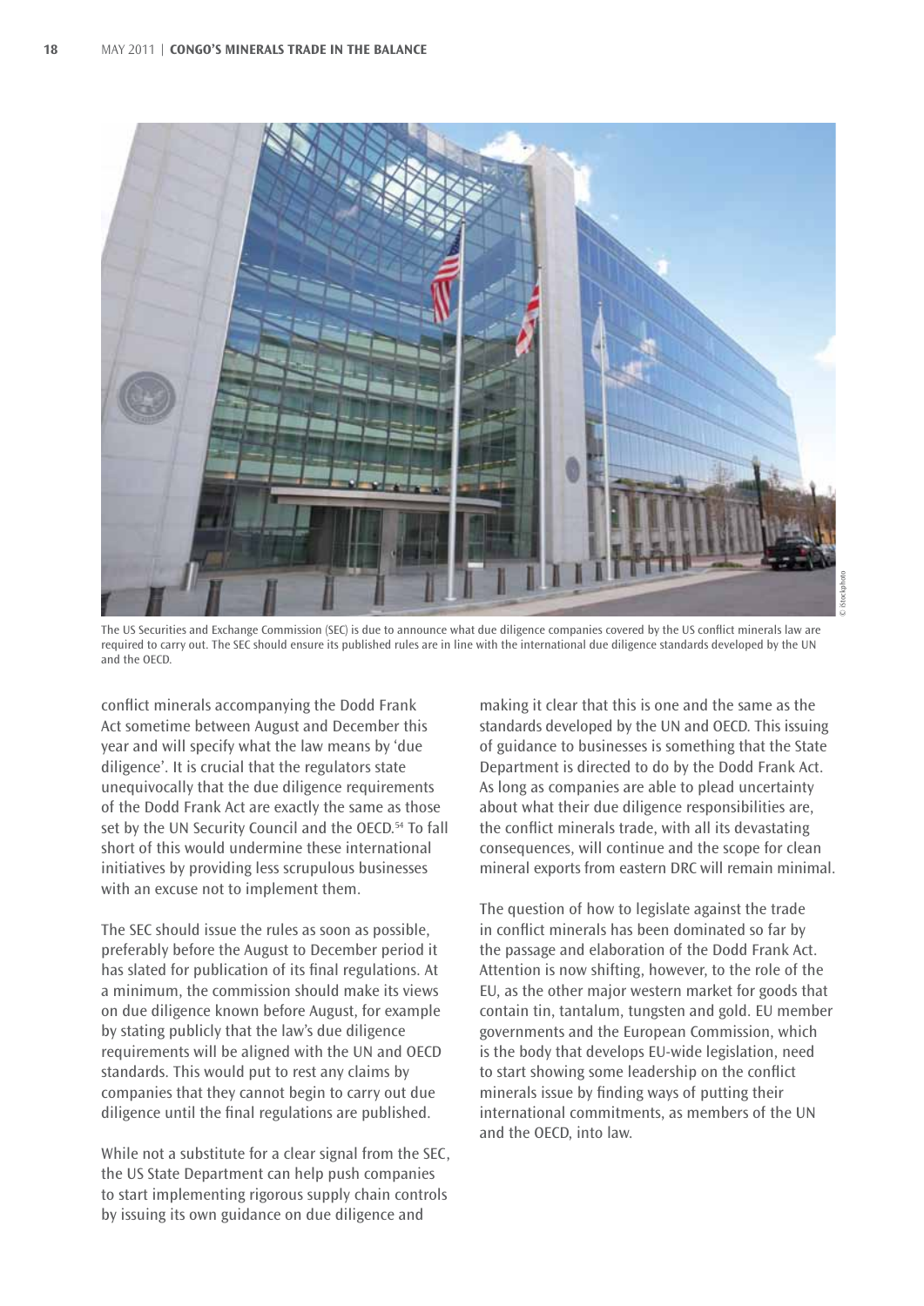The US Securities and Exchange Commission (SEC) is due to announce what due diligence companies covered by the US conflict minerals law are required to carry out. The SEC should ensure its published rules are in line with the international due diligence standards developed by the UN and the OECD.

conflict minerals accompanying the Dodd Frank Act sometime between August and December this year and will specify what the law means by 'due diligence'. It is crucial that the regulators state unequivocally that the due diligence requirements of the Dodd Frank Act are exactly the same as those set by the UN Security Council and the OECD.[54] To fall short of this would undermine these international initiatives by providing less scrupulous businesses with an excuse not to implement them.

The SEC should issue the rules as soon as possible, preferably before the August to December period it has slated for publication of its final regulations. At a minimum, the commission should make its views on due diligence known before August, for example by stating publicly that the law's due diligence requirements will be aligned with the UN and OECD standards. This would put to rest any claims by companies that they cannot begin to carry out due diligence until the final regulations are published.

While not a substitute for a clear signal from the SEC, the US State Department can help push companies to start implementing rigorous supply chain controls by issuing its own guidance on due diligence and making it clear that this is one and the same as the standards developed by the UN and OECD. This issuing of guidance to businesses is something that the State Department is directed to do by the Dodd Frank Act. As long as companies are able to plead uncertainty about what their due diligence responsibilities are, the conflict minerals trade, with all its devastating consequences, will continue and the scope for clean mineral exports from eastern DRC will remain minimal.

The question of how to legislate against the trade in conflict minerals has been dominated so far by the passage and elaboration of the Dodd Frank Act. Attention is now shifting, however, to the role of the EU, as the other major western market for goods that contain tin, tantalum, tungsten and gold. EU member governments and the European Commission, which is the body that develops EU-wide legislation, need to start showing some leadership on the conflict minerals issue by finding ways of putting their international commitments, as members of the UN and the OECD, into law.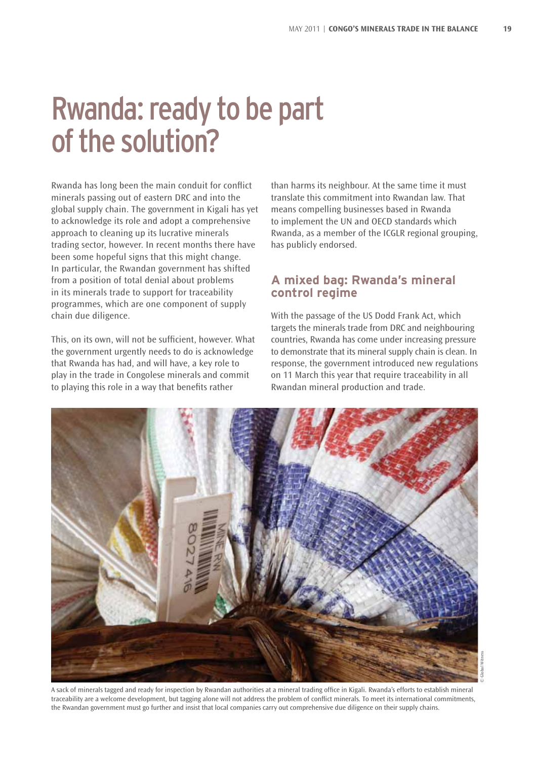# Rwanda: ready to be part of the solution?

Rwanda has long been the main conduit for conflict minerals passing out of eastern DRC and into the global supply chain. The government in Kigali has yet to acknowledge its role and adopt a comprehensive approach to cleaning up its lucrative minerals trading sector, however. In recent months there have been some hopeful signs that this might change. In particular, the Rwandan government has shifted from a position of total denial about problems in its minerals trade to support for traceability programmes, which are one component of supply chain due diligence.

This, on its own, will not be sufficient, however. What the government urgently needs to do is acknowledge that Rwanda has had, and will have, a key role to play in the trade in Congolese minerals and commit to playing this role in a way that benefits rather than harms its neighbour. At the same time it must translate this commitment into Rwandan law. That means compelling businesses based in Rwanda to implement the UN and OECD standards which Rwanda, as a member of the ICGLR regional grouping, has publicly endorsed.

## A mixed bag: Rwanda's mineral control regime

With the passage of the US Dodd Frank Act, which targets the minerals trade from DRC and neighbouring countries, Rwanda has come under increasing pressure to demonstrate that its mineral supply chain is clean. In response, the government introduced new regulations on 11 March this year that require traceability in all Rwandan mineral production and trade.

A sack of minerals tagged and ready for inspection by Rwandan authorities at a mineral trading office in Kigali. Rwanda's efforts to establish mineral traceability are a welcome development, but tagging alone will not address the problem of conflict minerals. To meet its international commitments, the Rwandan government must go further and insist that local companies carry out comprehensive due diligence on their supply chains.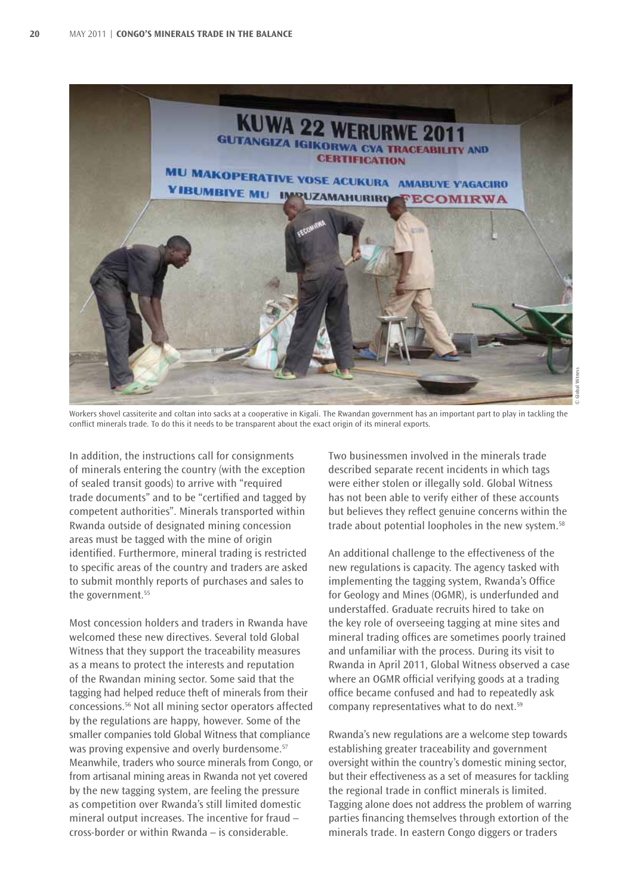Workers shovel cassiterite and coltan into sacks at a cooperative in Kigali. The Rwandan government has an important part to play in tackling the conflict minerals trade. To do this it needs to be transparent about the exact origin of its mineral exports.

In addition, the instructions call for consignments of minerals entering the country (with the exception of sealed transit goods) to arrive with "required trade documents" and to be "certified and tagged by competent authorities". Minerals transported within Rwanda outside of designated mining concession areas must be tagged with the mine of origin identified. Furthermore, mineral trading is restricted to specific areas of the country and traders are asked to submit monthly reports of purchases and sales to the government.[55]

Most concession holders and traders in Rwanda have welcomed these new directives. Several told Global Witness that they support the traceability measures as a means to protect the interests and reputation of the Rwandan mining sector. Some said that the tagging had helped reduce theft of minerals from their concessions.[56] Not all mining sector operators affected by the regulations are happy, however. Some of the smaller companies told Global Witness that compliance was proving expensive and overly burdensome.[57] Meanwhile, traders who source minerals from Congo, or from artisanal mining areas in Rwanda not yet covered by the new tagging system, are feeling the pressure as competition over Rwanda's still limited domestic mineral output increases. The incentive for fraud – cross-border or within Rwanda – is considerable.

Two businessmen involved in the minerals trade described separate recent incidents in which tags were either stolen or illegally sold. Global Witness has not been able to verify either of these accounts but believes they reflect genuine concerns within the trade about potential loopholes in the new system.[58]

An additional challenge to the effectiveness of the new regulations is capacity. The agency tasked with implementing the tagging system, Rwanda's Office for Geology and Mines (OGMR), is underfunded and understaffed. Graduate recruits hired to take on the key role of overseeing tagging at mine sites and mineral trading offices are sometimes poorly trained and unfamiliar with the process. During its visit to Rwanda in April 2011, Global Witness observed a case where an OGMR official verifying goods at a trading office became confused and had to repeatedly ask company representatives what to do next.[59]

Rwanda's new regulations are a welcome step towards establishing greater traceability and government oversight within the country's domestic mining sector, but their effectiveness as a set of measures for tackling the regional trade in conflict minerals is limited. Tagging alone does not address the problem of warring parties financing themselves through extortion of the minerals trade. In eastern Congo diggers or traders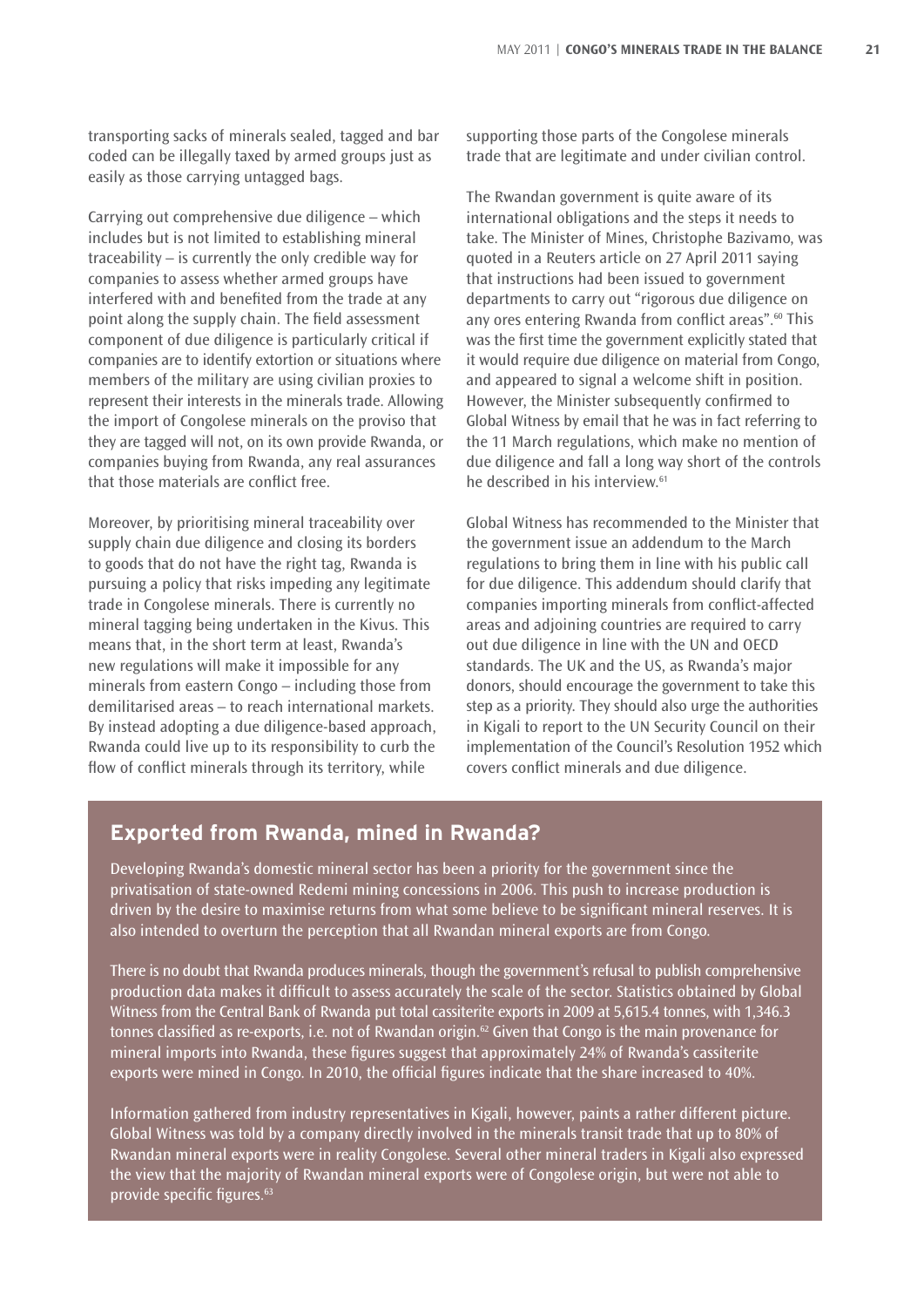transporting sacks of minerals sealed, tagged and bar coded can be illegally taxed by armed groups just as easily as those carrying untagged bags.

Carrying out comprehensive due diligence – which includes but is not limited to establishing mineral traceability – is currently the only credible way for companies to assess whether armed groups have interfered with and benefited from the trade at any point along the supply chain. The field assessment component of due diligence is particularly critical if companies are to identify extortion or situations where members of the military are using civilian proxies to represent their interests in the minerals trade. Allowing the import of Congolese minerals on the proviso that they are tagged will not, on its own provide Rwanda, or companies buying from Rwanda, any real assurances that those materials are conflict free.

Moreover, by prioritising mineral traceability over supply chain due diligence and closing its borders to goods that do not have the right tag, Rwanda is pursuing a policy that risks impeding any legitimate trade in Congolese minerals. There is currently no mineral tagging being undertaken in the Kivus. This means that, in the short term at least, Rwanda's new regulations will make it impossible for any minerals from eastern Congo – including those from demilitarised areas – to reach international markets. By instead adopting a due diligence-based approach, Rwanda could live up to its responsibility to curb the flow of conflict minerals through its territory, while supporting those parts of the Congolese minerals trade that are legitimate and under civilian control.

The Rwandan government is quite aware of its international obligations and the steps it needs to take. The Minister of Mines, Christophe Bazivamo, was quoted in a Reuters article on 27 April 2011 saying that instructions had been issued to government departments to carry out "rigorous due diligence on any ores entering Rwanda from conflict areas".[60] This was the first time the government explicitly stated that it would require due diligence on material from Congo, and appeared to signal a welcome shift in position. However, the Minister subsequently confirmed to Global Witness by email that he was in fact referring to the 11 March regulations, which make no mention of due diligence and fall a long way short of the controls he described in his interview.[61]

Global Witness has recommended to the Minister that the government issue an addendum to the March regulations to bring them in line with his public call for due diligence. This addendum should clarify that companies importing minerals from conflict-affected areas and adjoining countries are required to carry out due diligence in line with the UN and OECD standards. The UK and the US, as Rwanda's major donors, should encourage the government to take this step as a priority. They should also urge the authorities in Kigali to report to the UN Security Council on their implementation of the Council's Resolution 1952 which covers conflict minerals and due diligence.

## Exported from Rwanda, mined in Rwanda?

Developing Rwanda's domestic mineral sector has been a priority for the government since the privatisation of state-owned Redemi mining concessions in 2006. This push to increase production is driven by the desire to maximise returns from what some believe to be significant mineral reserves. It is also intended to overturn the perception that all Rwandan mineral exports are from Congo.

There is no doubt that Rwanda produces minerals, though the government's refusal to publish comprehensive production data makes it difficult to assess accurately the scale of the sector. Statistics obtained by Global Witness from the Central Bank of Rwanda put total cassiterite exports in 2009 at 5,615.4 tonnes, with 1,346.3 tonnes classified as re-exports, i.e. not of Rwandan origin.[62] Given that Congo is the main provenance for mineral imports into Rwanda, these figures suggest that approximately 24% of Rwanda's cassiterite exports were mined in Congo. In 2010, the official figures indicate that the share increased to 40%.

Information gathered from industry representatives in Kigali, however, paints a rather different picture. Global Witness was told by a company directly involved in the minerals transit trade that up to 80% of Rwandan mineral exports were in reality Congolese. Several other mineral traders in Kigali also expressed the view that the majority of Rwandan mineral exports were of Congolese origin, but were not able to provide specific figures.[63]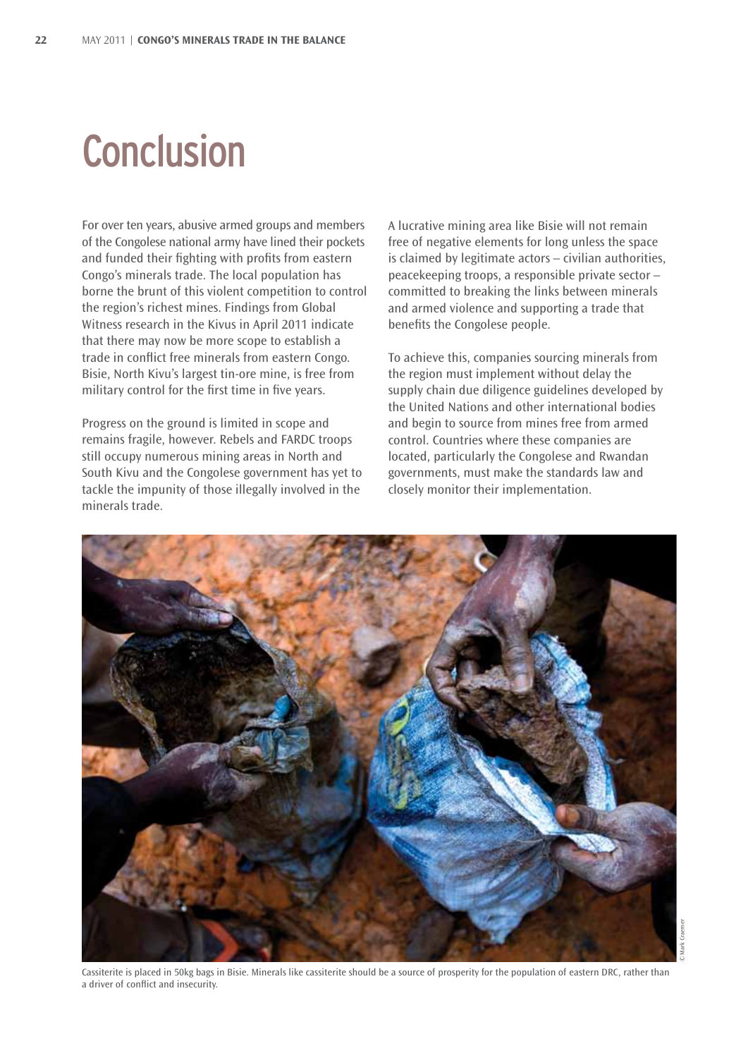# Conclusion

For over ten years, abusive armed groups and members of the Congolese national army have lined their pockets and funded their fighting with profits from eastern Congo's minerals trade. The local population has borne the brunt of this violent competition to control the region's richest mines. Findings from Global Witness research in the Kivus in April 2011 indicate that there may now be more scope to establish a trade in conflict free minerals from eastern Congo. Bisie, North Kivu's largest tin-ore mine, is free from military control for the first time in five years.

Progress on the ground is limited in scope and remains fragile, however. Rebels and FARDC troops still occupy numerous mining areas in North and South Kivu and the Congolese government has yet to tackle the impunity of those illegally involved in the minerals trade.

A lucrative mining area like Bisie will not remain free of negative elements for long unless the space is claimed by legitimate actors – civilian authorities, peacekeeping troops, a responsible private sector – committed to breaking the links between minerals and armed violence and supporting a trade that benefits the Congolese people.

To achieve this, companies sourcing minerals from the region must implement without delay the supply chain due diligence guidelines developed by the United Nations and other international bodies and begin to source from mines free from armed control. Countries where these companies are located, particularly the Congolese and Rwandan governments, must make the standards law and closely monitor their implementation.

© Mark Craemer

Cassiterite is placed in 50kg bags in Bisie. Minerals like cassiterite should be a source of prosperity for the population of eastern DRC, rather than a driver of conflict and insecurity.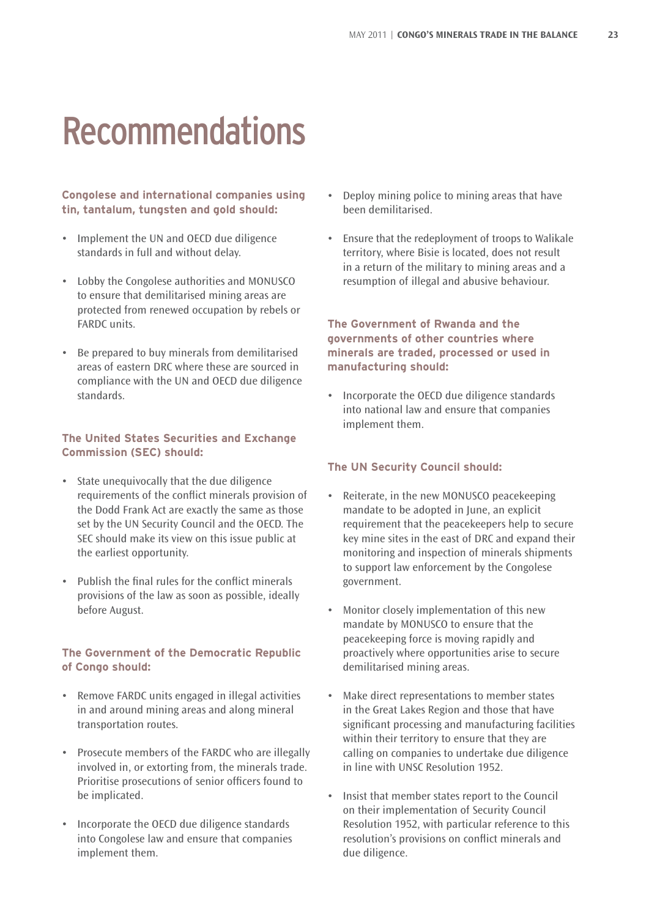# Recommendations

**Congolese and international companies using tin, tantalum, tungsten and gold should:**

- Implement the UN and OECD due diligence standards in full and without delay.
- Lobby the Congolese authorities and MONUSCO to ensure that demilitarised mining areas are protected from renewed occupation by rebels or FARDC units.
- Be prepared to buy minerals from demilitarised areas of eastern DRC where these are sourced in compliance with the UN and OECD due diligence standards.

**The United States Securities and Exchange Commission (SEC) should:**

- State unequivocally that the due diligence requirements of the conflict minerals provision of the Dodd Frank Act are exactly the same as those set by the UN Security Council and the OECD. The SEC should make its view on this issue public at the earliest opportunity.
- Publish the final rules for the conflict minerals provisions of the law as soon as possible, ideally before August.

**The Government of the Democratic Republic of Congo should:**

- Remove FARDC units engaged in illegal activities in and around mining areas and along mineral transportation routes.
- Prosecute members of the FARDC who are illegally involved in, or extorting from, the minerals trade. Prioritise prosecutions of senior officers found to be implicated.
- Incorporate the OECD due diligence standards into Congolese law and ensure that companies implement them.
- Deploy mining police to mining areas that have been demilitarised.
- Ensure that the redeployment of troops to Walikale territory, where Bisie is located, does not result in a return of the military to mining areas and a resumption of illegal and abusive behaviour.

**The Government of Rwanda and the governments of other countries where minerals are traded, processed or used in manufacturing should:**

- Incorporate the OECD due diligence standards into national law and ensure that companies implement them.

**The UN Security Council should:**

- Reiterate, in the new MONUSCO peacekeeping mandate to be adopted in June, an explicit requirement that the peacekeepers help to secure key mine sites in the east of DRC and expand their monitoring and inspection of minerals shipments to support law enforcement by the Congolese government.
- Monitor closely implementation of this new mandate by MONUSCO to ensure that the peacekeeping force is moving rapidly and proactively where opportunities arise to secure demilitarised mining areas.
- Make direct representations to member states in the Great Lakes Region and those that have significant processing and manufacturing facilities within their territory to ensure that they are calling on companies to undertake due diligence in line with UNSC Resolution 1952.
- Insist that member states report to the Council on their implementation of Security Council Resolution 1952, with particular reference to this resolution's provisions on conflict minerals and due diligence.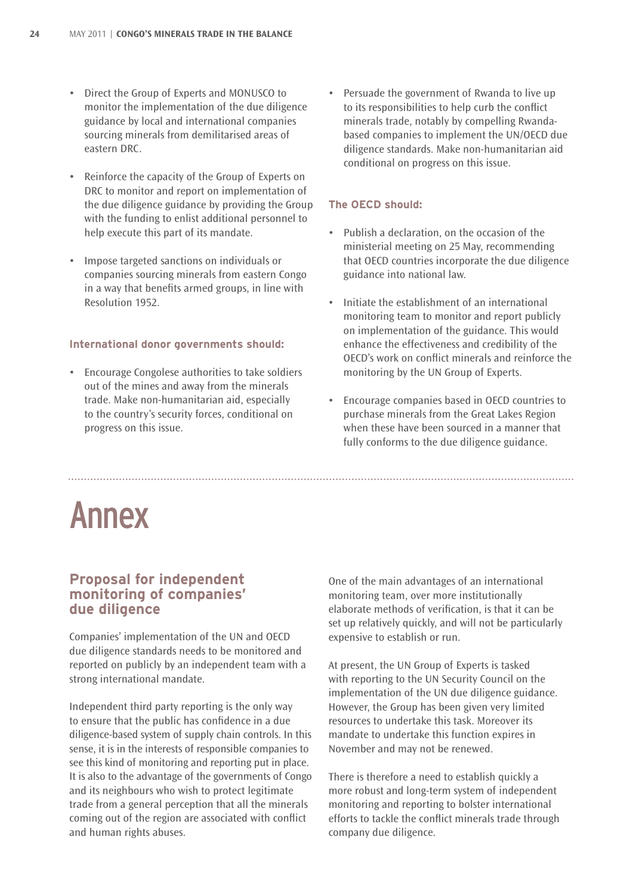- Direct the Group of Experts and MONUSCO to monitor the implementation of the due diligence guidance by local and international companies sourcing minerals from demilitarised areas of eastern DRC.

- Reinforce the capacity of the Group of Experts on DRC to monitor and report on implementation of the due diligence guidance by providing the Group with the funding to enlist additional personnel to help execute this part of its mandate.

- Impose targeted sanctions on individuals or companies sourcing minerals from eastern Congo in a way that benefits armed groups, in line with Resolution 1952.

### International donor governments should:

- Encourage Congolese authorities to take soldiers out of the mines and away from the minerals trade. Make non-humanitarian aid, especially to the country's security forces, conditional on progress on this issue.

- Persuade the government of Rwanda to live up to its responsibilities to help curb the conflict minerals trade, notably by compelling Rwanda-based companies to implement the UN/OECD due diligence standards. Make non-humanitarian aid conditional on progress on this issue.

### The OECD should:

- Publish a declaration, on the occasion of the ministerial meeting on 25 May, recommending that OECD countries incorporate the due diligence guidance into national law.

- Initiate the establishment of an international monitoring team to monitor and report publicly on implementation of the guidance. This would enhance the effectiveness and credibility of the OECD's work on conflict minerals and reinforce the monitoring by the UN Group of Experts.

- Encourage companies based in OECD countries to purchase minerals from the Great Lakes Region when these have been sourced in a manner that fully conforms to the due diligence guidance.

# Annex

## Proposal for independent monitoring of companies' due diligence

Companies' implementation of the UN and OECD due diligence standards needs to be monitored and reported on publicly by an independent team with a strong international mandate.

Independent third party reporting is the only way to ensure that the public has confidence in a due diligence-based system of supply chain controls. In this sense, it is in the interests of responsible companies to see this kind of monitoring and reporting put in place. It is also to the advantage of the governments of Congo and its neighbours who wish to protect legitimate trade from a general perception that all the minerals coming out of the region are associated with conflict and human rights abuses.

One of the main advantages of an international monitoring team, over more institutionally elaborate methods of verification, is that it can be set up relatively quickly, and will not be particularly expensive to establish or run.

At present, the UN Group of Experts is tasked with reporting to the UN Security Council on the implementation of the UN due diligence guidance. However, the Group has been given very limited resources to undertake this task. Moreover its mandate to undertake this function expires in November and may not be renewed.

There is therefore a need to establish quickly a more robust and long-term system of independent monitoring and reporting to bolster international efforts to tackle the conflict minerals trade through company due diligence.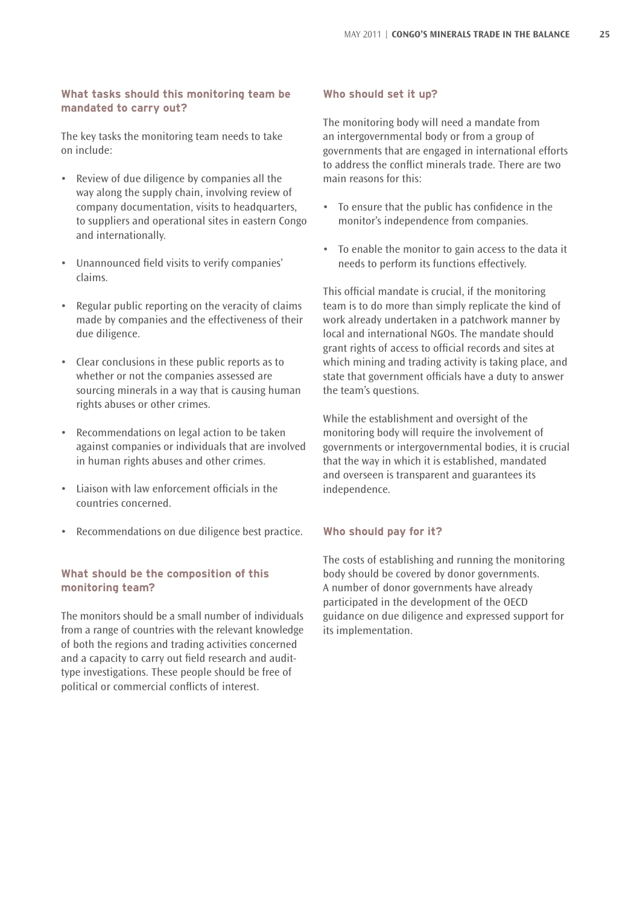### What tasks should this monitoring team be mandated to carry out?

The key tasks the monitoring team needs to take on include:

- Review of due diligence by companies all the way along the supply chain, involving review of company documentation, visits to headquarters, to suppliers and operational sites in eastern Congo and internationally.
- Unannounced field visits to verify companies' claims.
- Regular public reporting on the veracity of claims made by companies and the effectiveness of their due diligence.
- Clear conclusions in these public reports as to whether or not the companies assessed are sourcing minerals in a way that is causing human rights abuses or other crimes.
- Recommendations on legal action to be taken against companies or individuals that are involved in human rights abuses and other crimes.
- Liaison with law enforcement officials in the countries concerned.
- Recommendations on due diligence best practice.

### What should be the composition of this monitoring team?

The monitors should be a small number of individuals from a range of countries with the relevant knowledge of both the regions and trading activities concerned and a capacity to carry out field research and audit-type investigations. These people should be free of political or commercial conflicts of interest.

### Who should set it up?

The monitoring body will need a mandate from an intergovernmental body or from a group of governments that are engaged in international efforts to address the conflict minerals trade. There are two main reasons for this:

- To ensure that the public has confidence in the monitor's independence from companies.
- To enable the monitor to gain access to the data it needs to perform its functions effectively.

This official mandate is crucial, if the monitoring team is to do more than simply replicate the kind of work already undertaken in a patchwork manner by local and international NGOs. The mandate should grant rights of access to official records and sites at which mining and trading activity is taking place, and state that government officials have a duty to answer the team's questions.

While the establishment and oversight of the monitoring body will require the involvement of governments or intergovernmental bodies, it is crucial that the way in which it is established, mandated and overseen is transparent and guarantees its independence.

### Who should pay for it?

The costs of establishing and running the monitoring body should be covered by donor governments. A number of donor governments have already participated in the development of the OECD guidance on due diligence and expressed support for its implementation.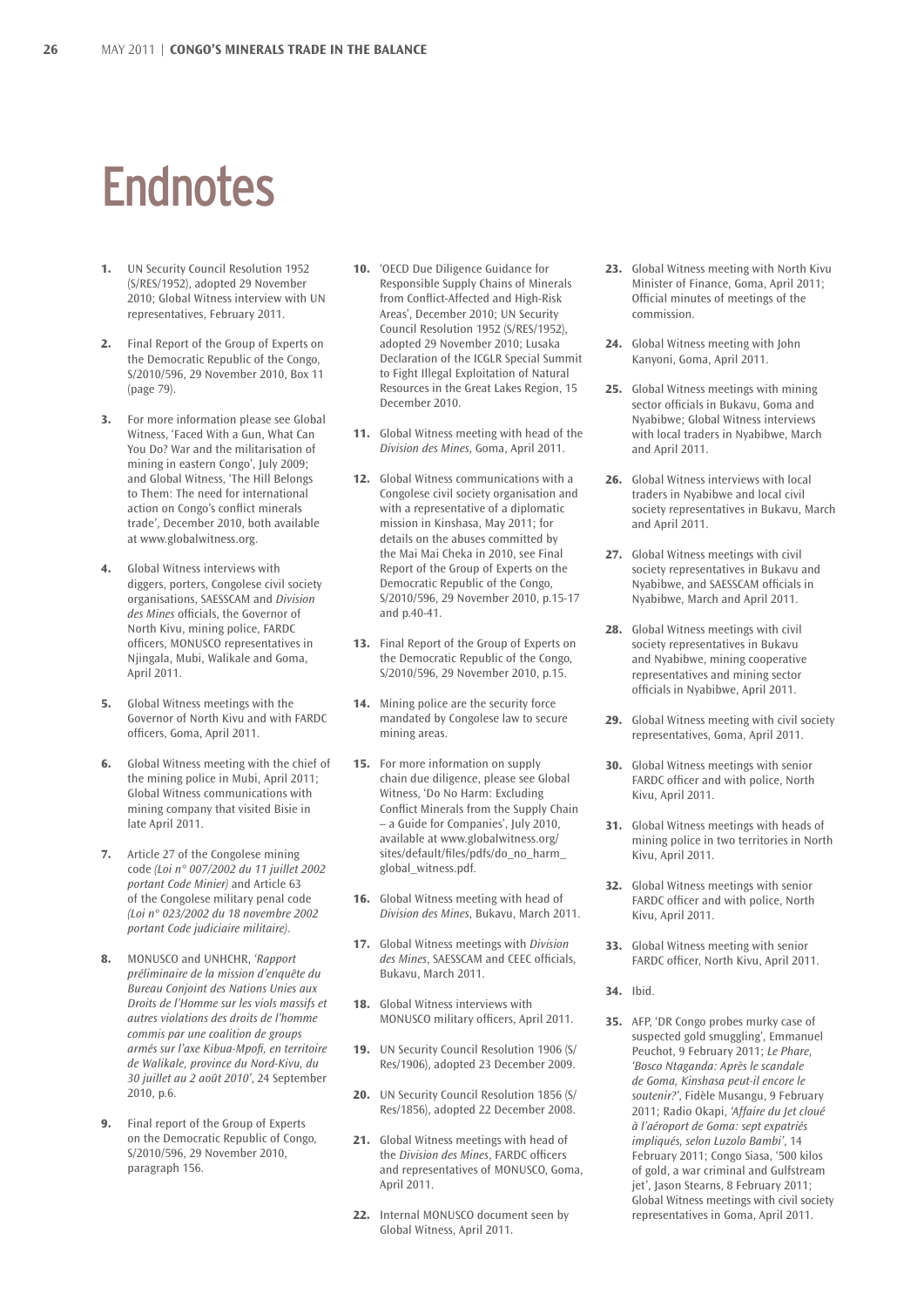# Endnotes

1. UN Security Council Resolution 1952 (S/RES/1952), adopted 29 November 2010; Global Witness interview with UN representatives, February 2011.

2. Final Report of the Group of Experts on the Democratic Republic of the Congo, S/2010/596, 29 November 2010, Box 11 (page 79).

3. For more information please see Global Witness, 'Faced With a Gun, What Can You Do? War and the militarisation of mining in eastern Congo', July 2009; and Global Witness, 'The Hill Belongs to Them: The need for international action on Congo's conflict minerals trade', December 2010, both available at www.globalwitness.org.

4. Global Witness interviews with diggers, porters, Congolese civil society organisations, SAESSCAM and *Division des Mines* officials, the Governor of North Kivu, mining police, FARDC officers, MONUSCO representatives in Njingala, Mubi, Walikale and Goma, April 2011.

5. Global Witness meetings with the Governor of North Kivu and with FARDC officers, Goma, April 2011.

6. Global Witness meeting with the chief of the mining police in Mubi, April 2011; Global Witness communications with mining company that visited Bisie in late April 2011.

7. Article 27 of the Congolese mining code *(Loi n° 007/2002 du 11 juillet 2002 portant Code Minier)* and Article 63 of the Congolese military penal code *(Loi n° 023/2002 du 18 novembre 2002 portant Code judiciaire militaire)*.

8. MONUSCO and UNHCHR, *'Rapport préliminaire de la mission d'enquête du Bureau Conjoint des Nations Unies aux Droits de l'Homme sur les viols massifs et autres violations des droits de l'homme commis par une coalition de groups armés sur l'axe Kibua-Mpofi, en territoire de Walikale, province du Nord-Kivu, du 30 juillet au 2 août 2010'*, 24 September 2010, p.6.

9. Final report of the Group of Experts on the Democratic Republic of Congo, S/2010/596, 29 November 2010, paragraph 156.

10. 'OECD Due Diligence Guidance for Responsible Supply Chains of Minerals from Conflict-Affected and High-Risk Areas', December 2010; UN Security Council Resolution 1952 (S/RES/1952), adopted 29 November 2010; Lusaka Declaration of the ICGLR Special Summit to Fight Illegal Exploitation of Natural Resources in the Great Lakes Region, 15 December 2010.

11. Global Witness meeting with head of the *Division des Mines*, Goma, April 2011.

12. Global Witness communications with a Congolese civil society organisation and with a representative of a diplomatic mission in Kinshasa, May 2011; for details on the abuses committed by the Mai Mai Cheka in 2010, see Final Report of the Group of Experts on the Democratic Republic of the Congo, S/2010/596, 29 November 2010, p.15-17 and p.40-41.

13. Final Report of the Group of Experts on the Democratic Republic of the Congo, S/2010/596, 29 November 2010, p.15.

14. Mining police are the security force mandated by Congolese law to secure mining areas.

15. For more information on supply chain due diligence, please see Global Witness, 'Do No Harm: Excluding Conflict Minerals from the Supply Chain – a Guide for Companies', July 2010, available at www.globalwitness.org/sites/default/files/pdfs/do_no_harm_global_witness.pdf.

16. Global Witness meeting with head of *Division des Mines*, Bukavu, March 2011.

17. Global Witness meetings with *Division des Mines*, SAESSCAM and CEEC officials, Bukavu, March 2011.

18. Global Witness interviews with MONUSCO military officers, April 2011.

19. UN Security Council Resolution 1906 (S/Res/1906), adopted 23 December 2009.

20. UN Security Council Resolution 1856 (S/Res/1856), adopted 22 December 2008.

21. Global Witness meetings with head of the *Division des Mines*, FARDC officers and representatives of MONUSCO, Goma, April 2011.

22. Internal MONUSCO document seen by Global Witness, April 2011.

23. Global Witness meeting with North Kivu Minister of Finance, Goma, April 2011; Official minutes of meetings of the commission.

24. Global Witness meeting with John Kanyoni, Goma, April 2011.

25. Global Witness meetings with mining sector officials in Bukavu, Goma and Nyabibwe; Global Witness interviews with local traders in Nyabibwe, March and April 2011.

26. Global Witness interviews with local traders in Nyabibwe and local civil society representatives in Bukavu, March and April 2011.

27. Global Witness meetings with civil society representatives in Bukavu and Nyabibwe, and SAESSCAM officials in Nyabibwe, March and April 2011.

28. Global Witness meetings with civil society in Bukavu and Nyabibwe, mining cooperative representatives and mining sector officials in Nyabibwe, April 2011.

29. Global Witness meeting with civil society representatives, Goma, April 2011.

30. Global Witness meetings with senior FARDC officer and with police, North Kivu, April 2011.

31. Global Witness meetings with heads of mining police in two territories in North Kivu, April 2011.

32. Global Witness meetings with senior FARDC officer and with police, North Kivu, April 2011.

33. Global Witness meeting with senior FARDC officer, North Kivu, April 2011.

34. Ibid.

35. AFP, 'DR Congo probes murky case of suspected gold smuggling', Emmanuel Peuchot, 9 February 2011; *Le Phare, 'Bosco Ntaganda: Après le scandale de Goma, Kinshasa peut-il encore le soutenir?'*, Fidèle Musangu, 9 February 2011; Radio Okapi, *'Affaire du Jet cloué à l'aéroport de Goma: sept expatriés impliqués, selon Luzolo Bambi'*, 14 February 2011; Congo Siasa, '500 kilos of gold, a war criminal and Gulfstream jet', Jason Stearns, 8 February 2011; Global Witness meetings with civil society representatives in Goma, April 2011.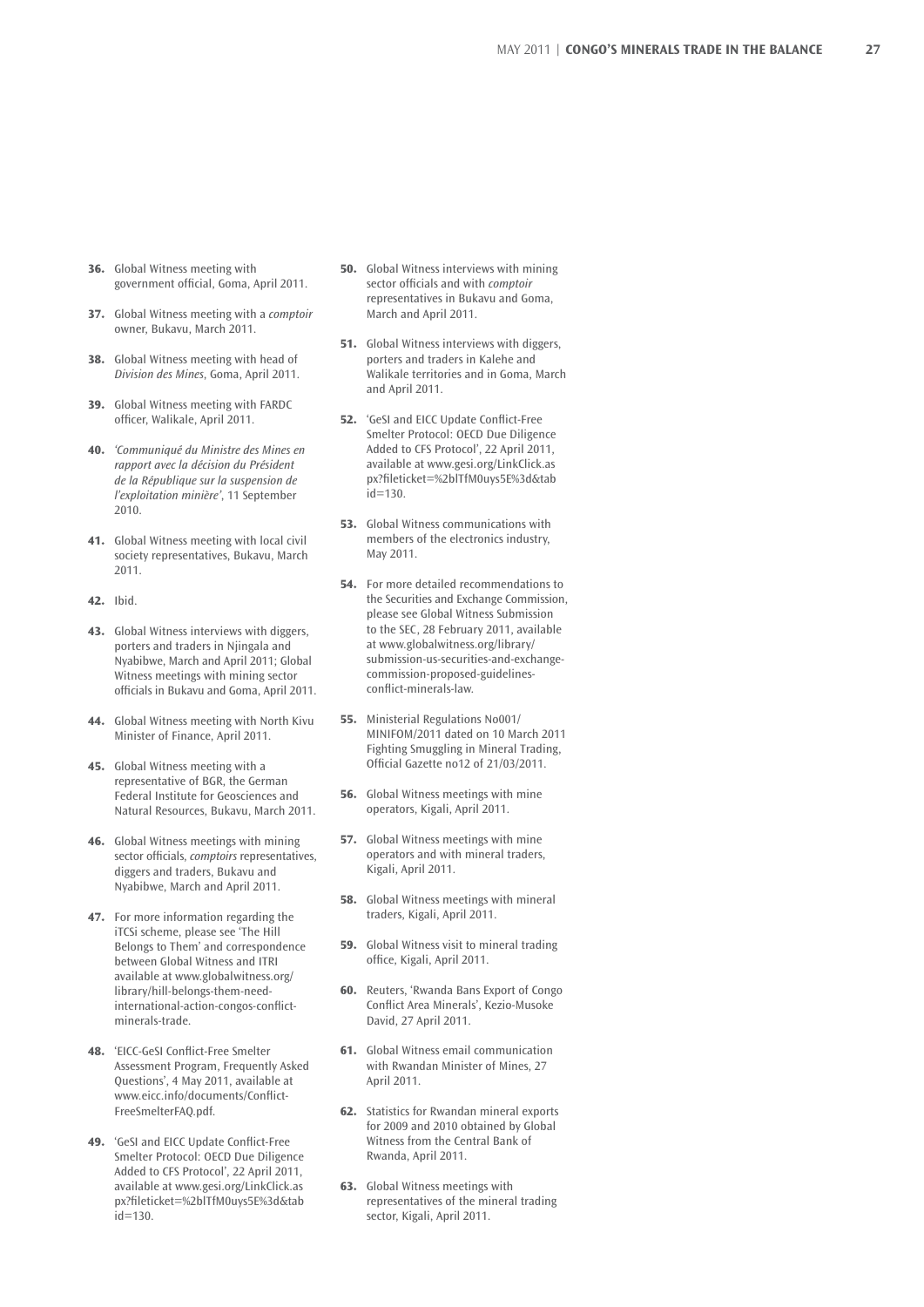36. Global Witness meeting with government official, Goma, April 2011.

37. Global Witness meeting with a *comptoir* owner, Bukavu, March 2011.

38. Global Witness meeting with head of *Division des Mines*, Goma, April 2011.

39. Global Witness meeting with FARDC officer, Walikale, April 2011.

40. *'Communiqué du Ministre des Mines en rapport avec la décision du Président de la République sur la suspension de l'exploitation minière'*, 11 September 2010.

41. Global Witness meeting with local civil society representatives, Bukavu, March 2011.

42. Ibid.

43. Global Witness interviews with diggers, porters and traders in Njingala and Nyabibwe, March and April 2011; Global Witness meetings with mining sector officials in Bukavu and Goma, April 2011.

44. Global Witness meeting with North Kivu Minister of Finance, April 2011.

45. Global Witness meeting with a representative of BGR, the German Federal Institute for Geosciences and Natural Resources, Bukavu, March 2011.

46. Global Witness meetings with mining sector officials, *comptoirs* representatives, diggers and traders, Bukavu and Nyabibwe, March and April 2011.

47. For more information regarding the iTCSi scheme, please see 'The Hill Belongs to Them' and correspondence between Global Witness and ITRI available at www.globalwitness.org/library/hill-belongs-them-need-international-action-congos-conflict-minerals-trade.

48. 'EICC-GeSI Conflict-Free Smelter Assessment Program, Frequently Asked Questions', 4 May 2011, available at www.eicc.info/documents/Conflict-FreeSmelterFAQ.pdf.

49. 'GeSI and EICC Update Conflict-Free Smelter Protocol: OECD Due Diligence Added to CFS Protocol', 22 April 2011, available at www.gesi.org/LinkClick.aspx?fileticket=%2blTfM0uys5E%3d&tabid=130.

50. Global Witness interviews with mining sector officials and with *comptoir* representatives in Bukavu and Goma, March and April 2011.

51. Global Witness interviews with diggers, porters and traders in Kalehe and Walikale territories and in Goma, March and April 2011.

52. 'GeSI and EICC Update Conflict-Free Smelter Protocol: OECD Due Diligence Added to CFS Protocol', 22 April 2011, available at www.gesi.org/LinkClick.aspx?fileticket=%2blTfM0uys5E%3d&tabid=130.

53. Global Witness communications with members of the electronics industry, May 2011.

54. For more detailed recommendations to the Securities and Exchange Commission, please see Global Witness Submission to the SEC, 28 February 2011, available at www.globalwitness.org/library/submission-us-securities-and-exchange-commission-proposed-guidelines-conflict-minerals-law.

55. Ministerial Regulations No001/MINIFOM/2011 dated on 10 March 2011 Fighting Smuggling in Mineral Trading, Official Gazette no12 of 21/03/2011.

56. Global Witness meetings with mine operators, Kigali, April 2011.

57. Global Witness meetings with mine operators and with mineral traders, Kigali, April 2011.

58. Global Witness meetings with mineral traders, Kigali, April 2011.

59. Global Witness visit to mineral trading office, Kigali, April 2011.

60. Reuters, 'Rwanda Bans Export of Congo Conflict Area Minerals', Kezio-Musoke David, 27 April 2011.

61. Global Witness email communication with Rwandan Minister of Mines, 27 April 2011.

62. Statistics for Rwandan mineral exports for 2009 and 2010 obtained by Global Witness from the Central Bank of Rwanda, April 2011.

63. Global Witness meetings with representatives of the mineral trading sector, Kigali, April 2011.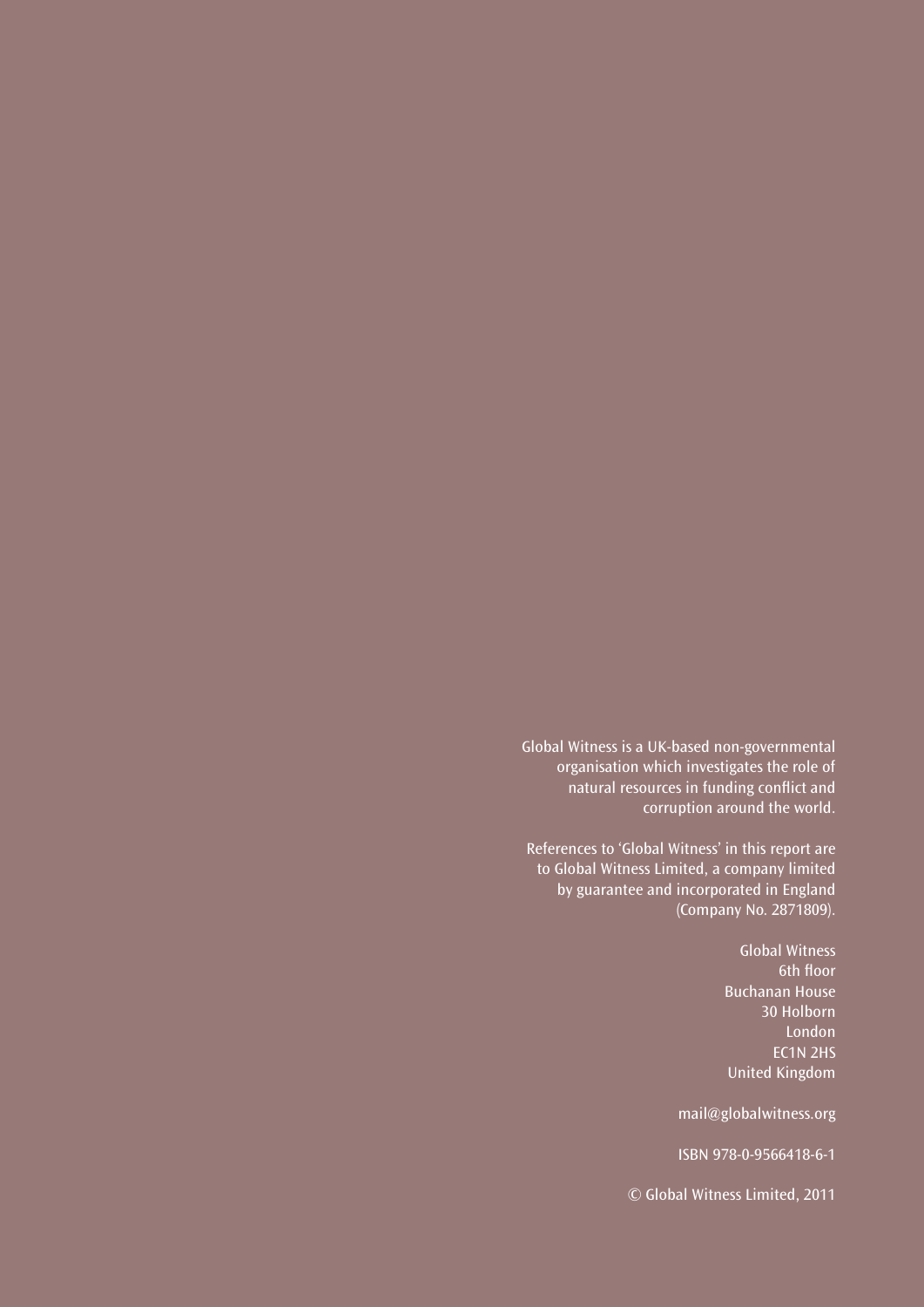Global Witness is a UK-based non-governmental organisation which investigates the role of natural resources in funding conflict and corruption around the world.

References to 'Global Witness' in this report are to Global Witness Limited, a company limited by guarantee and incorporated in England (Company No. 2871809).

Global Witness  
6th floor  
Buchanan House  
30 Holborn  
London  
EC1N 2HS  
United Kingdom

mail@globalwitness.org

ISBN 978-0-9566418-6-1

© Global Witness Limited, 2011